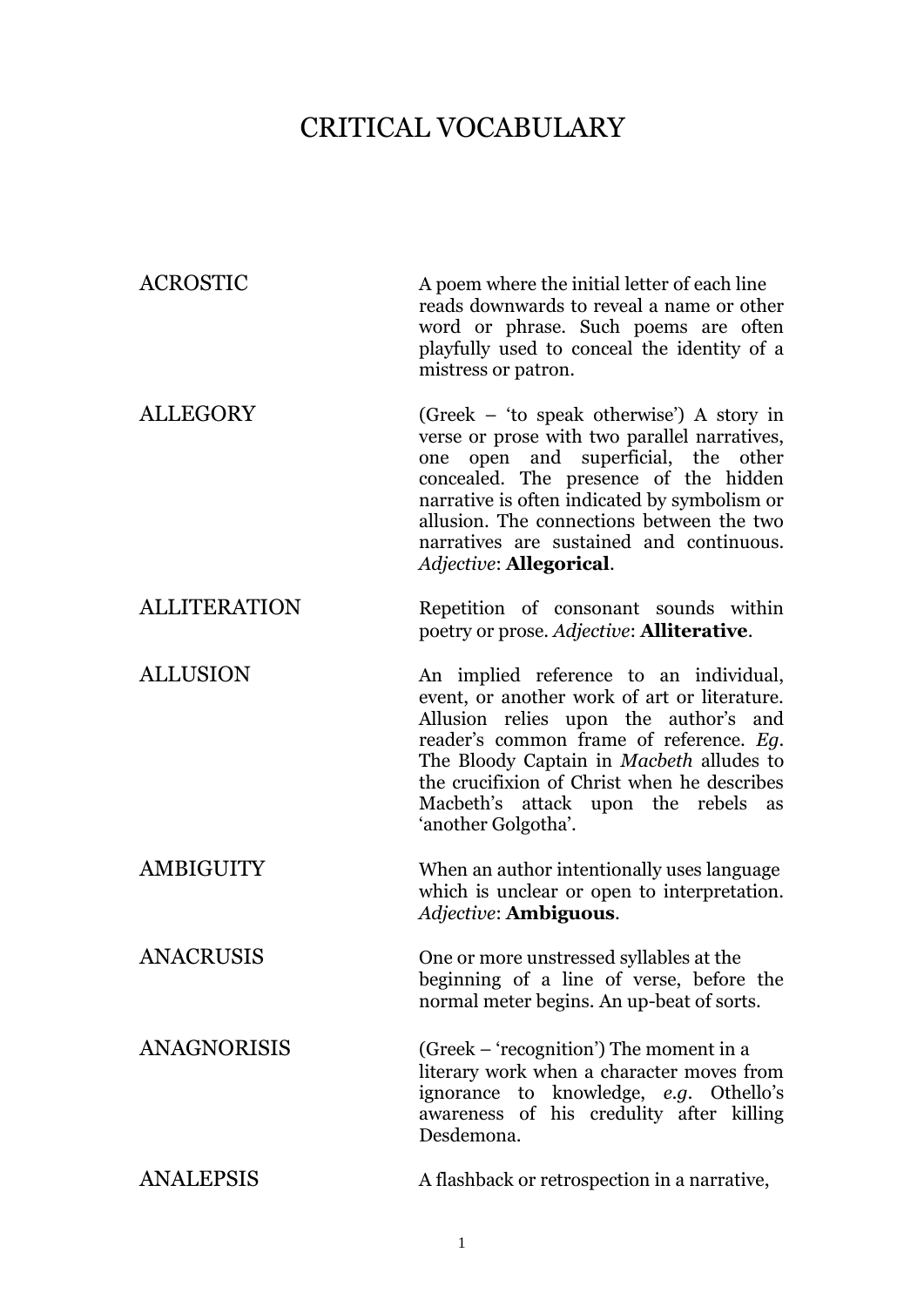# CRITICAL VOCABULARY

**ACROSTIC**

A poem where the initial letter of each line reads downwards to reveal a name or other word or phrase. Such poems are often playfully used to conceal the identity of a mistress or patron.

**ALLEGORY**

(Greek – 'to speak otherwise') A story in verse or prose with two parallel narratives, one open and superficial, the other concealed. The presence of the hidden narrative is often indicated by symbolism or allusion. The connections between the two narratives are sustained and continuous. *Adjective*: **Allegorical**.

**ALLITERATION**

Repetition of consonant sounds within poetry or prose. *Adjective*: **Alliterative**.

**ALLUSION**

An implied reference to an individual, event, or another work of art or literature. Allusion relies upon the author's and reader's common frame of reference. *Eg*. The Bloody Captain in *Macbeth* alludes to the crucifixion of Christ when he describes Macbeth's attack upon the rebels as 'another Golgotha'.

**AMBIGUITY**

When an author intentionally uses language which is unclear or open to interpretation. *Adjective*: **Ambiguous**.

**ANACRUSIS**

One or more unstressed syllables at the beginning of a line of verse, before the normal meter begins. An up-beat of sorts.

**ANAGNORISIS**

(Greek – 'recognition') The moment in a literary work when a character moves from ignorance to knowledge, *e.g*. Othello's awareness of his credulity after killing Desdemona.

**ANALEPSIS**

A flashback or retrospection in a narrative,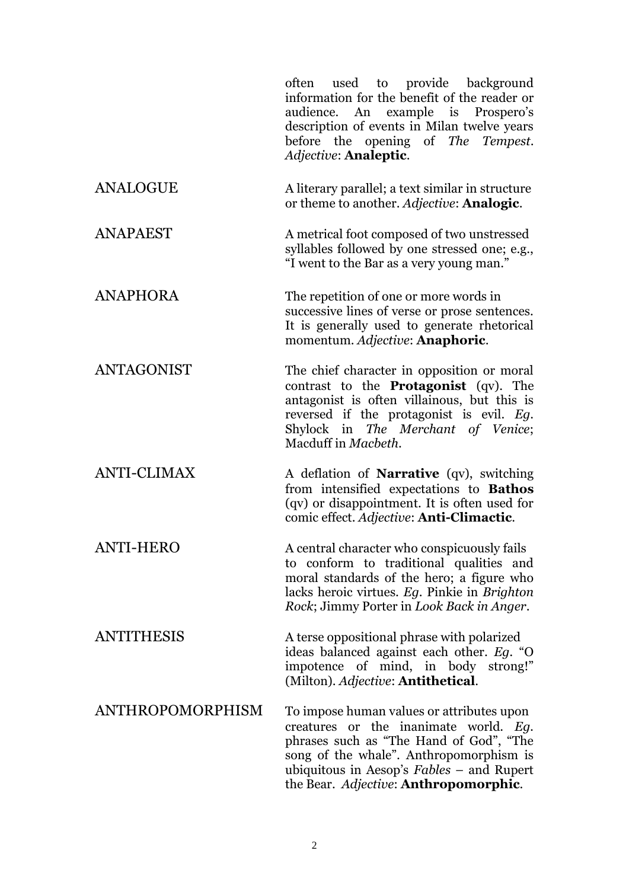often used to provide background information for the benefit of the reader or audience. An example is Prospero's description of events in Milan twelve years before the opening of *The Tempest*. *Adjective*: **Analeptic**.

**ANALOGUE** — A literary parallel; a text similar in structure or theme to another. *Adjective*: **Analogic**.

**ANAPAEST** — A metrical foot composed of two unstressed syllables followed by one stressed one; e.g., "I went to the Bar as a very young man."

**ANAPHORA** — The repetition of one or more words in successive lines of verse or prose sentences. It is generally used to generate rhetorical momentum. *Adjective*: **Anaphoric**.

**ANTAGONIST** — The chief character in opposition or moral contrast to the **Protagonist** (qv). The antagonist is often villainous, but this is reversed if the protagonist is evil. *Eg*. Shylock in *The Merchant of Venice*; Macduff in *Macbeth*.

**ANTI-CLIMAX** — A deflation of **Narrative** (qv), switching from intensified expectations to **Bathos** (qv) or disappointment. It is often used for comic effect. *Adjective*: **Anti-Climactic**.

**ANTI-HERO** — A central character who conspicuously fails to conform to traditional qualities and moral standards of the hero; a figure who lacks heroic virtues. *Eg*. Pinkie in *Brighton Rock*; Jimmy Porter in *Look Back in Anger*.

**ANTITHESIS** — A terse oppositional phrase with polarized ideas balanced against each other. *Eg*. "O impotence of mind, in body strong!" (Milton). *Adjective*: **Antithetical**.

**ANTHROPOMORPHISM** — To impose human values or attributes upon creatures or the inanimate world. *Eg*. phrases such as "The Hand of God", "The song of the whale". Anthropomorphism is ubiquitous in Aesop's *Fables* – and Rupert the Bear. *Adjective*: **Anthropomorphic**.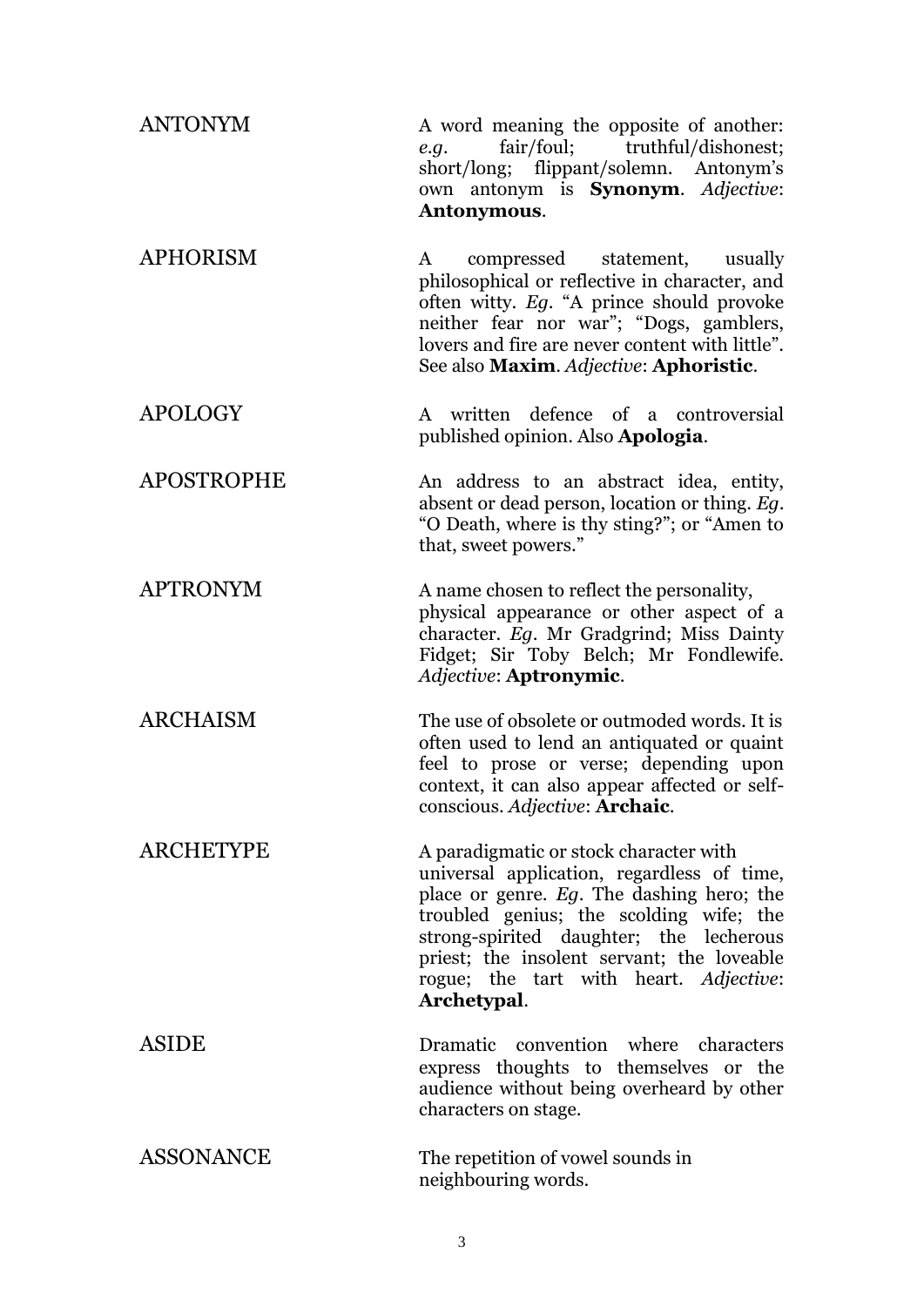**ANTONYM** — A word meaning the opposite of another: *e.g*. fair/foul; truthful/dishonest; short/long; flippant/solemn. Antonym's own antonym is **Synonym**. *Adjective*: **Antonymous**.

**APHORISM** — A compressed statement, usually philosophical or reflective in character, and often witty. *Eg*. "A prince should provoke neither fear nor war"; "Dogs, gamblers, lovers and fire are never content with little". See also **Maxim**. *Adjective*: **Aphoristic**.

**APOLOGY** — A written defence of a controversial published opinion. Also **Apologia**.

**APOSTROPHE** — An address to an abstract idea, entity, absent or dead person, location or thing. *Eg*. "O Death, where is thy sting?"; or "Amen to that, sweet powers."

**APTRONYM** — A name chosen to reflect the personality, physical appearance or other aspect of a character. *Eg*. Mr Gradgrind; Miss Dainty Fidget; Sir Toby Belch; Mr Fondlewife. *Adjective*: **Aptronymic**.

**ARCHAISM** — The use of obsolete or outmoded words. It is often used to lend an antiquated or quaint feel to prose or verse; depending upon context, it can also appear affected or self-conscious. *Adjective*: **Archaic**.

**ARCHETYPE** — A paradigmatic or stock character with universal application, regardless of time, place or genre. *Eg*. The dashing hero; the troubled genius; the scolding wife; the strong-spirited daughter; the lecherous priest; the insolent servant; the loveable rogue; the tart with heart. *Adjective*: **Archetypal**.

**ASIDE** — Dramatic convention where characters express thoughts to themselves or the audience without being overheard by other characters on stage.

**ASSONANCE** — The repetition of vowel sounds in neighbouring words.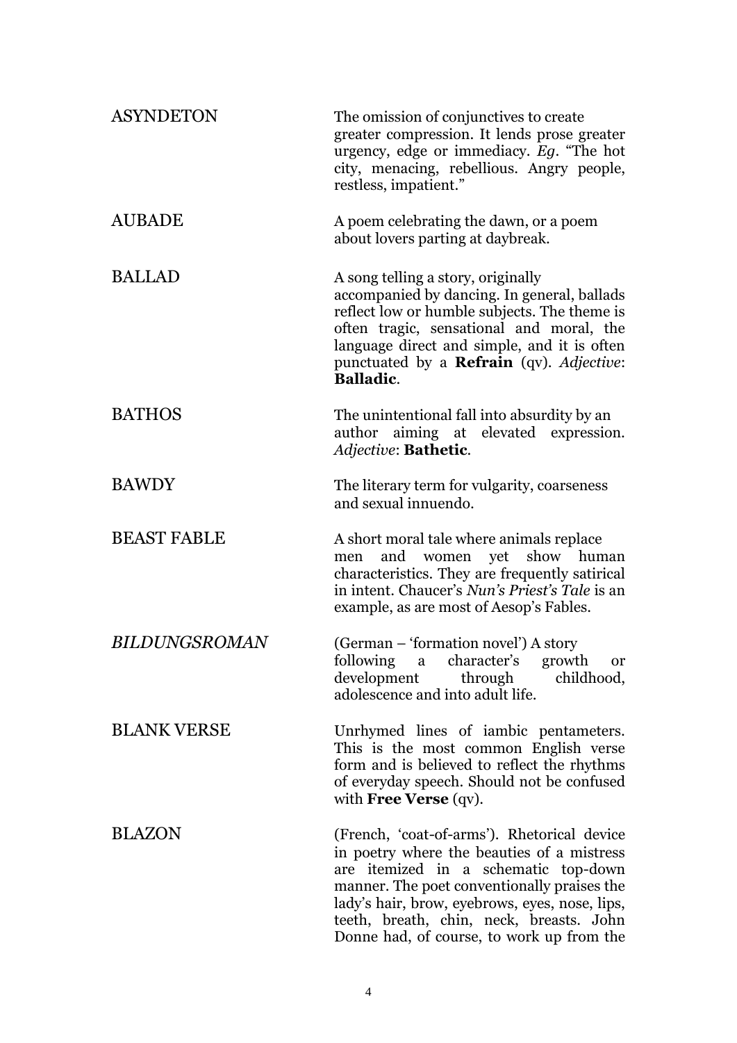ASYNDETON — The omission of conjunctives to create greater compression. It lends prose greater urgency, edge or immediacy. *Eg*. "The hot city, menacing, rebellious. Angry people, restless, impatient."

AUBADE — A poem celebrating the dawn, or a poem about lovers parting at daybreak.

BALLAD — A song telling a story, originally accompanied by dancing. In general, ballads reflect low or humble subjects. The theme is often tragic, sensational and moral, the language direct and simple, and it is often punctuated by a **Refrain** (qv). *Adjective*: **Balladic**.

BATHOS — The unintentional fall into absurdity by an author aiming at elevated expression. *Adjective*: **Bathetic**.

BAWDY — The literary term for vulgarity, coarseness and sexual innuendo.

BEAST FABLE — A short moral tale where animals replace men and women yet show human characteristics. They are frequently satirical in intent. Chaucer's *Nun's Priest's Tale* is an example, as are most of Aesop's Fables.

*BILDUNGSROMAN* — (German – 'formation novel') A story following a character's growth or development through childhood, adolescence and into adult life.

BLANK VERSE — Unrhymed lines of iambic pentameters. This is the most common English verse form and is believed to reflect the rhythms of everyday speech. Should not be confused with **Free Verse** (qv).

BLAZON — (French, 'coat-of-arms'). Rhetorical device in poetry where the beauties of a mistress are itemized in a schematic top-down manner. The poet conventionally praises the lady's hair, brow, eyebrows, eyes, nose, lips, teeth, breath, chin, neck, breasts. John Donne had, of course, to work up from the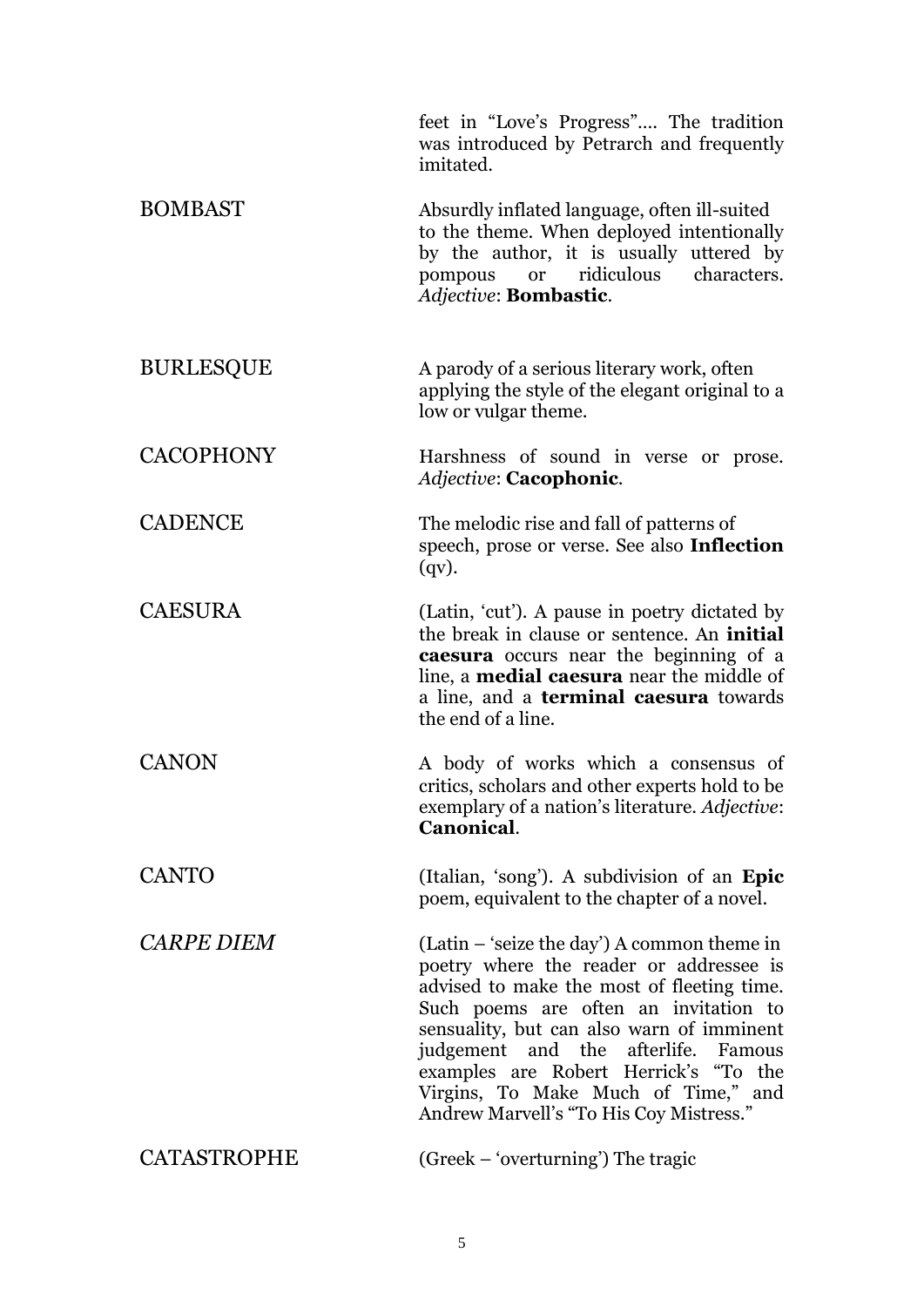feet in "Love's Progress".... The tradition was introduced by Petrarch and frequently imitated.

**BOMBAST** — Absurdly inflated language, often ill-suited to the theme. When deployed intentionally by the author, it is usually uttered by pompous or ridiculous characters. *Adjective*: **Bombastic**.

**BURLESQUE** — A parody of a serious literary work, often applying the style of the elegant original to a low or vulgar theme.

**CACOPHONY** — Harshness of sound in verse or prose. *Adjective*: **Cacophonic**.

**CADENCE** — The melodic rise and fall of patterns of speech, prose or verse. See also **Inflection** (qv).

**CAESURA** — (Latin, 'cut'). A pause in poetry dictated by the break in clause or sentence. An **initial caesura** occurs near the beginning of a line, a **medial caesura** near the middle of a line, and a **terminal caesura** towards the end of a line.

**CANON** — A body of works which a consensus of critics, scholars and other experts hold to be exemplary of a nation's literature. *Adjective*: **Canonical**.

**CANTO** — (Italian, 'song'). A subdivision of an **Epic** poem, equivalent to the chapter of a novel.

***CARPE DIEM*** — (Latin – 'seize the day') A common theme in poetry where the reader or addressee is advised to make the most of fleeting time. Such poems are often an invitation to sensuality, but can also warn of imminent judgement and the afterlife. Famous examples are Robert Herrick's "To the Virgins, To Make Much of Time," and Andrew Marvell's "To His Coy Mistress."

**CATASTROPHE** — (Greek – 'overturning') The tragic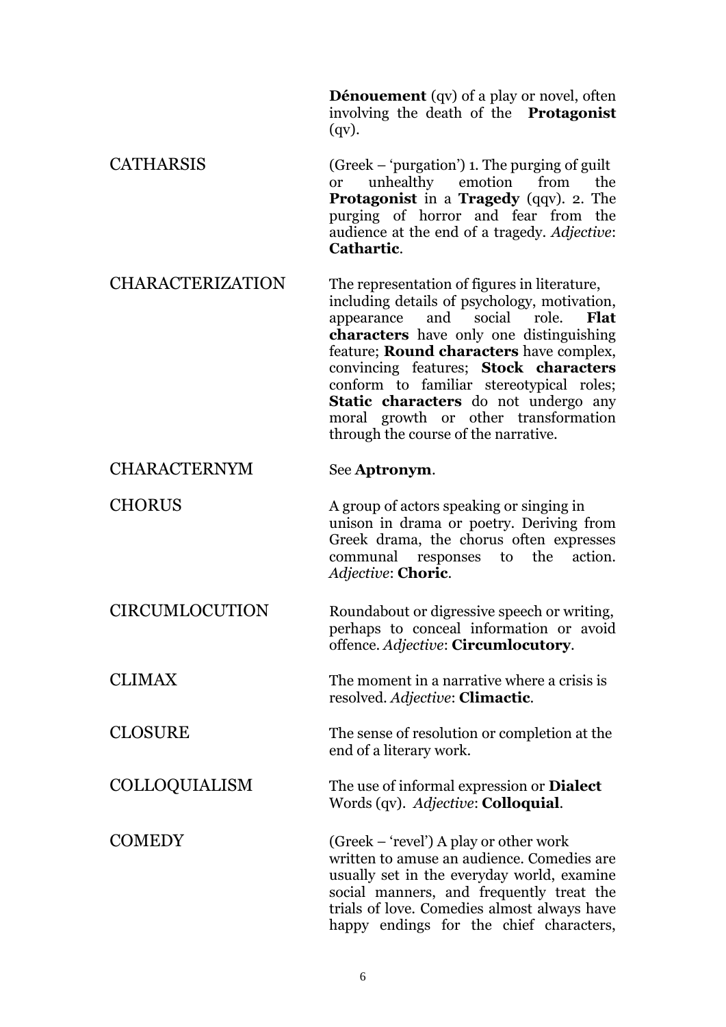**Dénouement** (qv) of a play or novel, often involving the death of the **Protagonist** (qv).

**CATHARSIS** (Greek – 'purgation') 1. The purging of guilt or unhealthy emotion from the **Protagonist** in a **Tragedy** (qqv). 2. The purging of horror and fear from the audience at the end of a tragedy. *Adjective*: **Cathartic**.

**CHARACTERIZATION** The representation of figures in literature, including details of psychology, motivation, appearance and social role. **Flat characters** have only one distinguishing feature; **Round characters** have complex, convincing features; **Stock characters** conform to familiar stereotypical roles; **Static characters** do not undergo any moral growth or other transformation through the course of the narrative.

**CHARACTERNYM** See **Aptronym**.

**CHORUS** A group of actors speaking or singing in unison in drama or poetry. Deriving from Greek drama, the chorus often expresses communal responses to the action. *Adjective*: **Choric**.

**CIRCUMLOCUTION** Roundabout or digressive speech or writing, perhaps to conceal information or avoid offence. *Adjective*: **Circumlocutory**.

**CLIMAX** The moment in a narrative where a crisis is resolved. *Adjective*: **Climactic**.

**CLOSURE** The sense of resolution or completion at the end of a literary work.

**COLLOQUIALISM** The use of informal expression or **Dialect** Words (qv). *Adjective*: **Colloquial**.

**COMEDY** (Greek – 'revel') A play or other work written to amuse an audience. Comedies are usually set in the everyday world, examine social manners, and frequently treat the trials of love. Comedies almost always have happy endings for the chief characters,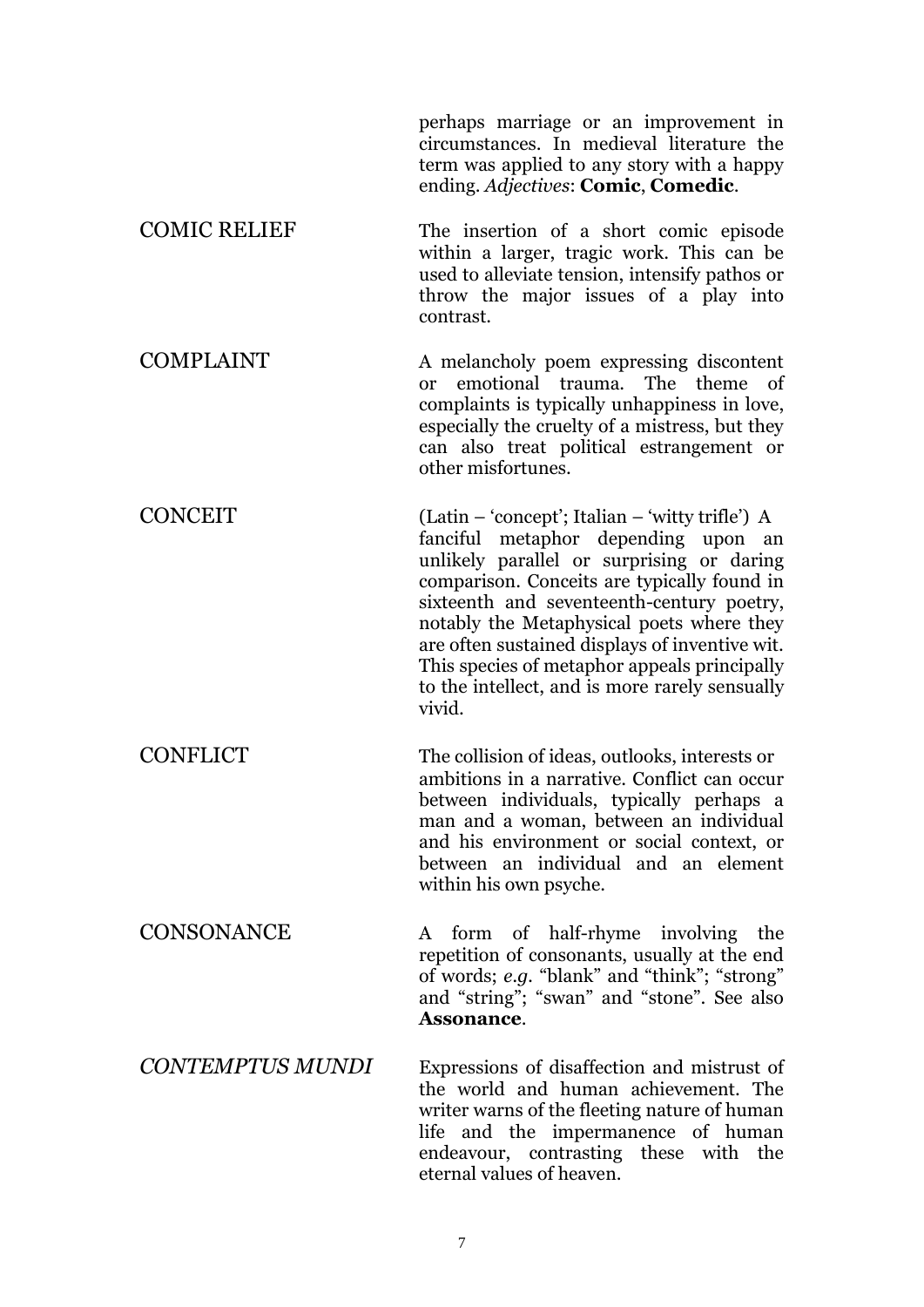perhaps marriage or an improvement in circumstances. In medieval literature the term was applied to any story with a happy ending. *Adjectives*: **Comic**, **Comedic**.

COMIC RELIEF — The insertion of a short comic episode within a larger, tragic work. This can be used to alleviate tension, intensify pathos or throw the major issues of a play into contrast.

COMPLAINT — A melancholy poem expressing discontent or emotional trauma. The theme of complaints is typically unhappiness in love, especially the cruelty of a mistress, but they can also treat political estrangement or other misfortunes.

CONCEIT — (Latin – 'concept'; Italian – 'witty trifle') A fanciful metaphor depending upon an unlikely parallel or surprising or daring comparison. Conceits are typically found in sixteenth and seventeenth-century poetry, notably the Metaphysical poets where they are often sustained displays of inventive wit. This species of metaphor appeals principally to the intellect, and is more rarely sensually vivid.

CONFLICT — The collision of ideas, outlooks, interests or ambitions in a narrative. Conflict can occur between individuals, typically perhaps a man and a woman, between an individual and his environment or social context, or between an individual and an element within his own psyche.

CONSONANCE — A form of half-rhyme involving the repetition of consonants, usually at the end of words; *e.g.* "blank" and "think"; "strong" and "string"; "swan" and "stone". See also **Assonance**.

*CONTEMPTUS MUNDI* — Expressions of disaffection and mistrust of the world and human achievement. The writer warns of the fleeting nature of human life and the impermanence of human endeavour, contrasting these with the eternal values of heaven.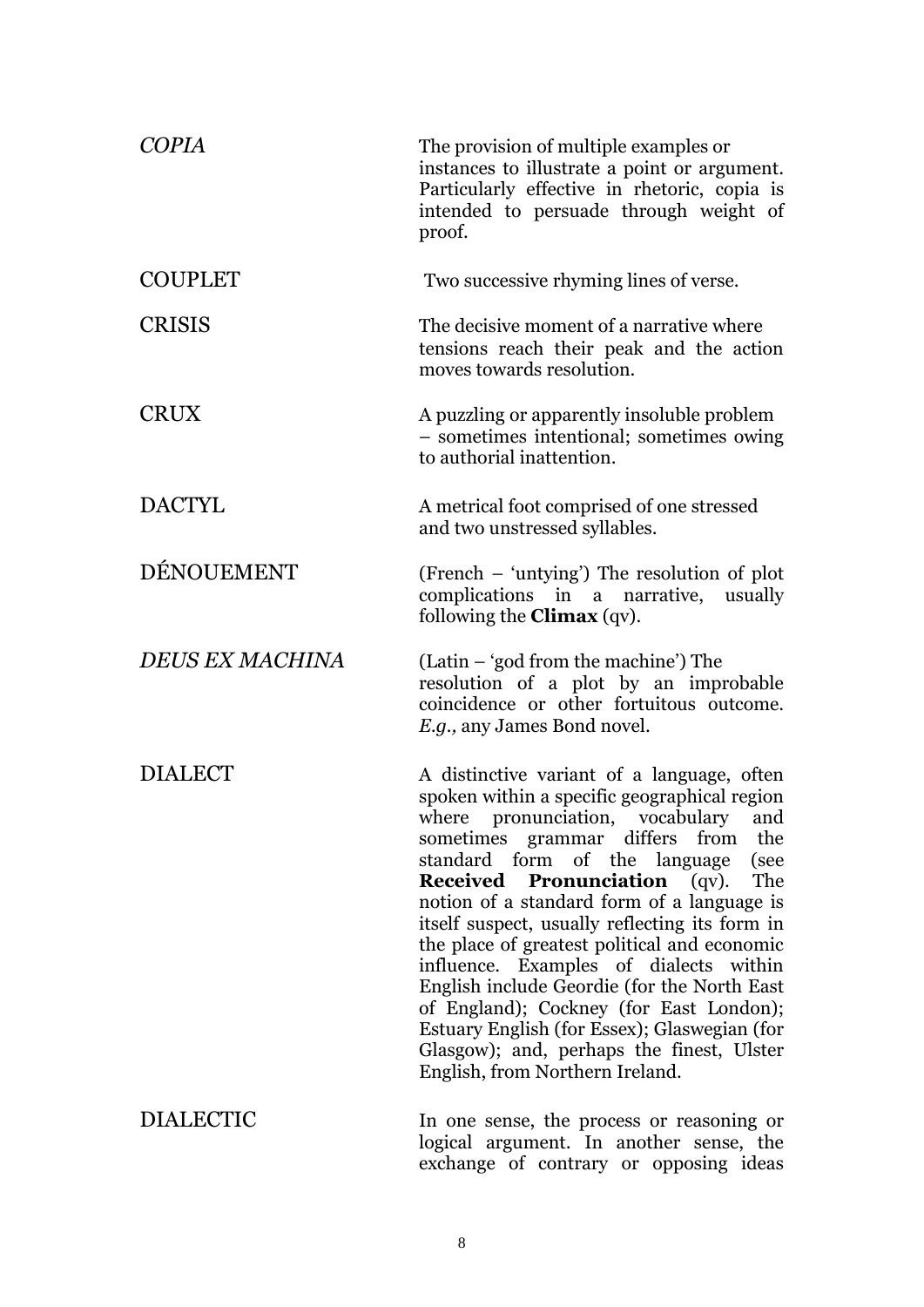*COPIA* The provision of multiple examples or instances to illustrate a point or argument. Particularly effective in rhetoric, copia is intended to persuade through weight of proof.

COUPLET Two successive rhyming lines of verse.

CRISIS The decisive moment of a narrative where tensions reach their peak and the action moves towards resolution.

CRUX A puzzling or apparently insoluble problem – sometimes intentional; sometimes owing to authorial inattention.

DACTYL A metrical foot comprised of one stressed and two unstressed syllables.

DÉNOUEMENT (French – 'untying') The resolution of plot complications in a narrative, usually following the **Climax** (qv).

*DEUS EX MACHINA* (Latin – 'god from the machine') The resolution of a plot by an improbable coincidence or other fortuitous outcome. *E.g.,* any James Bond novel.

DIALECT A distinctive variant of a language, often spoken within a specific geographical region where pronunciation, vocabulary and sometimes grammar differs from the standard form of the language (see **Received Pronunciation** (qv). The notion of a standard form of a language is itself suspect, usually reflecting its form in the place of greatest political and economic influence. Examples of dialects within English include Geordie (for the North East of England); Cockney (for East London); Estuary English (for Essex); Glaswegian (for Glasgow); and, perhaps the finest, Ulster English, from Northern Ireland.

DIALECTIC In one sense, the process or reasoning or logical argument. In another sense, the exchange of contrary or opposing ideas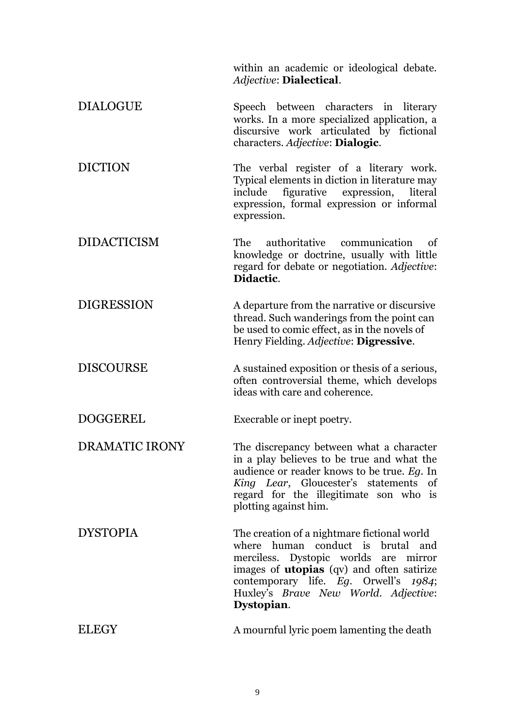within an academic or ideological debate. *Adjective*: **Dialectical**.

DIALOGUE — Speech between characters in literary works. In a more specialized application, a discursive work articulated by fictional characters. *Adjective*: **Dialogic**.

DICTION — The verbal register of a literary work. Typical elements in diction in literature may include figurative expression, literal expression, formal expression or informal expression.

DIDACTICISM — The authoritative communication of knowledge or doctrine, usually with little regard for debate or negotiation. *Adjective*: **Didactic**.

DIGRESSION — A departure from the narrative or discursive thread. Such wanderings from the point can be used to comic effect, as in the novels of Henry Fielding. *Adjective*: **Digressive**.

DISCOURSE — A sustained exposition or thesis of a serious, often controversial theme, which develops ideas with care and coherence.

DOGGEREL — Execrable or inept poetry.

DRAMATIC IRONY — The discrepancy between what a character in a play believes to be true and what the audience or reader knows to be true. *Eg*. In *King Lear*, Gloucester's statements of regard for the illegitimate son who is plotting against him.

DYSTOPIA — The creation of a nightmare fictional world where human conduct is brutal and merciless. Dystopic worlds are mirror images of **utopias** (qv) and often satirize contemporary life. *Eg*. Orwell's *1984*; Huxley's *Brave New World*. *Adjective*: **Dystopian**.

ELEGY — A mournful lyric poem lamenting the death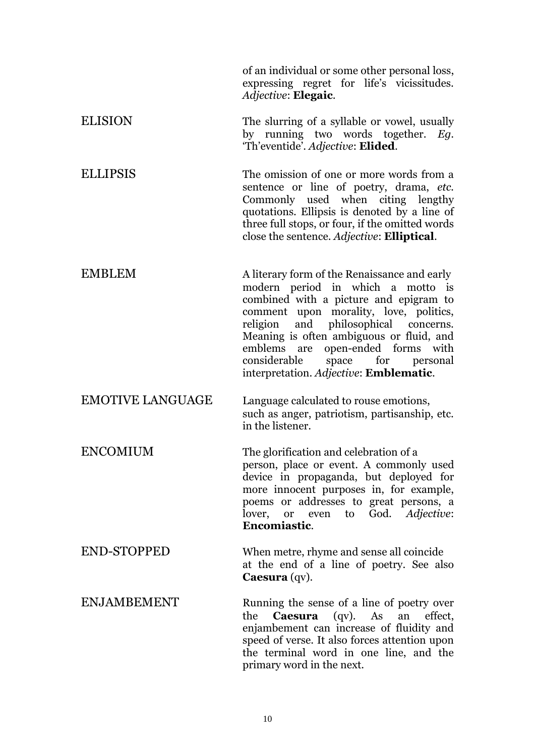of an individual or some other personal loss, expressing regret for life's vicissitudes. *Adjective*: **Elegaic**.

ELISION — The slurring of a syllable or vowel, usually by running two words together. *Eg*. 'Th'eventide'. *Adjective*: **Elided**.

ELLIPSIS — The omission of one or more words from a sentence or line of poetry, drama, *etc*. Commonly used when citing lengthy quotations. Ellipsis is denoted by a line of three full stops, or four, if the omitted words close the sentence. *Adjective*: **Elliptical**.

EMBLEM — A literary form of the Renaissance and early modern period in which a motto is combined with a picture and epigram to comment upon morality, love, politics, religion and philosophical concerns. Meaning is often ambiguous or fluid, and emblems are open-ended forms with considerable space for personal interpretation. *Adjective*: **Emblematic**.

EMOTIVE LANGUAGE — Language calculated to rouse emotions, such as anger, patriotism, partisanship, etc. in the listener.

ENCOMIUM — The glorification and celebration of a person, place or event. A commonly used device in propaganda, but deployed for more innocent purposes in, for example, poems or addresses to great persons, a lover, or even to God. *Adjective*: **Encomiastic**.

END-STOPPED — When metre, rhyme and sense all coincide at the end of a line of poetry. See also **Caesura** (qv).

ENJAMBEMENT — Running the sense of a line of poetry over the **Caesura** (qv). As an effect, enjambement can increase of fluidity and speed of verse. It also forces attention upon the terminal word in one line, and the primary word in the next.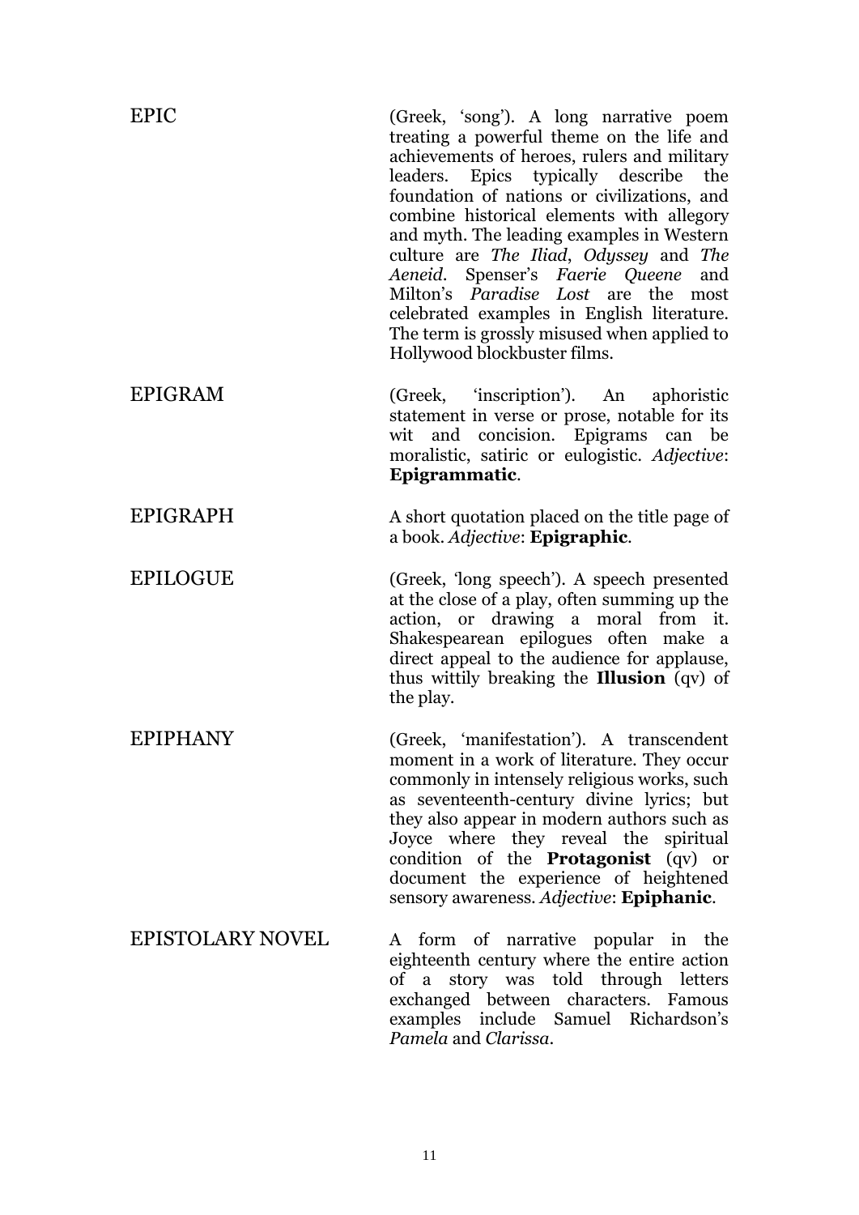**EPIC**

(Greek, 'song'). A long narrative poem treating a powerful theme on the life and achievements of heroes, rulers and military leaders. Epics typically describe the foundation of nations or civilizations, and combine historical elements with allegory and myth. The leading examples in Western culture are *The Iliad*, *Odyssey* and *The Aeneid*. Spenser's *Faerie Queene* and Milton's *Paradise Lost* are the most celebrated examples in English literature. The term is grossly misused when applied to Hollywood blockbuster films.

**EPIGRAM**

(Greek, 'inscription'). An aphoristic statement in verse or prose, notable for its wit and concision. Epigrams can be moralistic, satiric or eulogistic. *Adjective*: **Epigrammatic**.

**EPIGRAPH**

A short quotation placed on the title page of a book. *Adjective*: **Epigraphic**.

**EPILOGUE**

(Greek, 'long speech'). A speech presented at the close of a play, often summing up the action, or drawing a moral from it. Shakespearean epilogues often make a direct appeal to the audience for applause, thus wittily breaking the **Illusion** (qv) of the play.

**EPIPHANY**

(Greek, 'manifestation'). A transcendent moment in a work of literature. They occur commonly in intensely religious works, such as seventeenth-century divine lyrics; but they also appear in modern authors such as Joyce where they reveal the spiritual condition of the **Protagonist** (qv) or document the experience of heightened sensory awareness. *Adjective*: **Epiphanic**.

**EPISTOLARY NOVEL**

A form of narrative popular in the eighteenth century where the entire action of a story was told through letters exchanged between characters. Famous examples include Samuel Richardson's *Pamela* and *Clarissa*.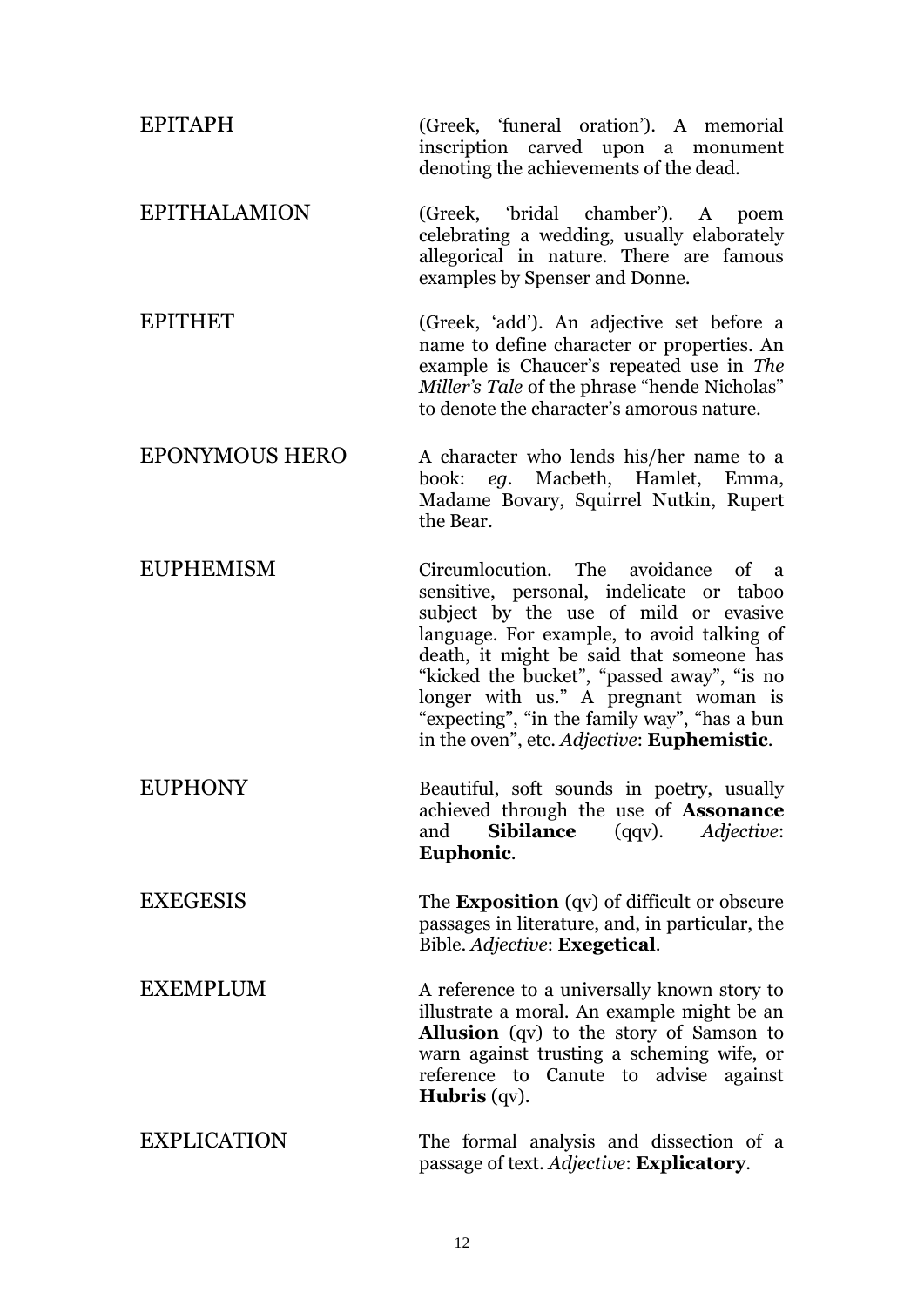**EPITAPH**

(Greek, 'funeral oration'). A memorial inscription carved upon a monument denoting the achievements of the dead.

**EPITHALAMION**

(Greek, 'bridal chamber'). A poem celebrating a wedding, usually elaborately allegorical in nature. There are famous examples by Spenser and Donne.

**EPITHET**

(Greek, 'add'). An adjective set before a name to define character or properties. An example is Chaucer's repeated use in *The Miller's Tale* of the phrase "hende Nicholas" to denote the character's amorous nature.

**EPONYMOUS HERO**

A character who lends his/her name to a book: *eg*. Macbeth, Hamlet, Emma, Madame Bovary, Squirrel Nutkin, Rupert the Bear.

**EUPHEMISM**

Circumlocution. The avoidance of a sensitive, personal, indelicate or taboo subject by the use of mild or evasive language. For example, to avoid talking of death, it might be said that someone has "kicked the bucket", "passed away", "is no longer with us." A pregnant woman is "expecting", "in the family way", "has a bun in the oven", etc. *Adjective*: **Euphemistic**.

**EUPHONY**

Beautiful, soft sounds in poetry, usually achieved through the use of **Assonance** and **Sibilance** (qqv). *Adjective*: **Euphonic**.

**EXEGESIS**

The **Exposition** (qv) of difficult or obscure passages in literature, and, in particular, the Bible. *Adjective*: **Exegetical**.

**EXEMPLUM**

A reference to a universally known story to illustrate a moral. An example might be an **Allusion** (qv) to the story of Samson to warn against trusting a scheming wife, or reference to Canute to advise against **Hubris** (qv).

**EXPLICATION**

The formal analysis and dissection of a passage of text. *Adjective*: **Explicatory**.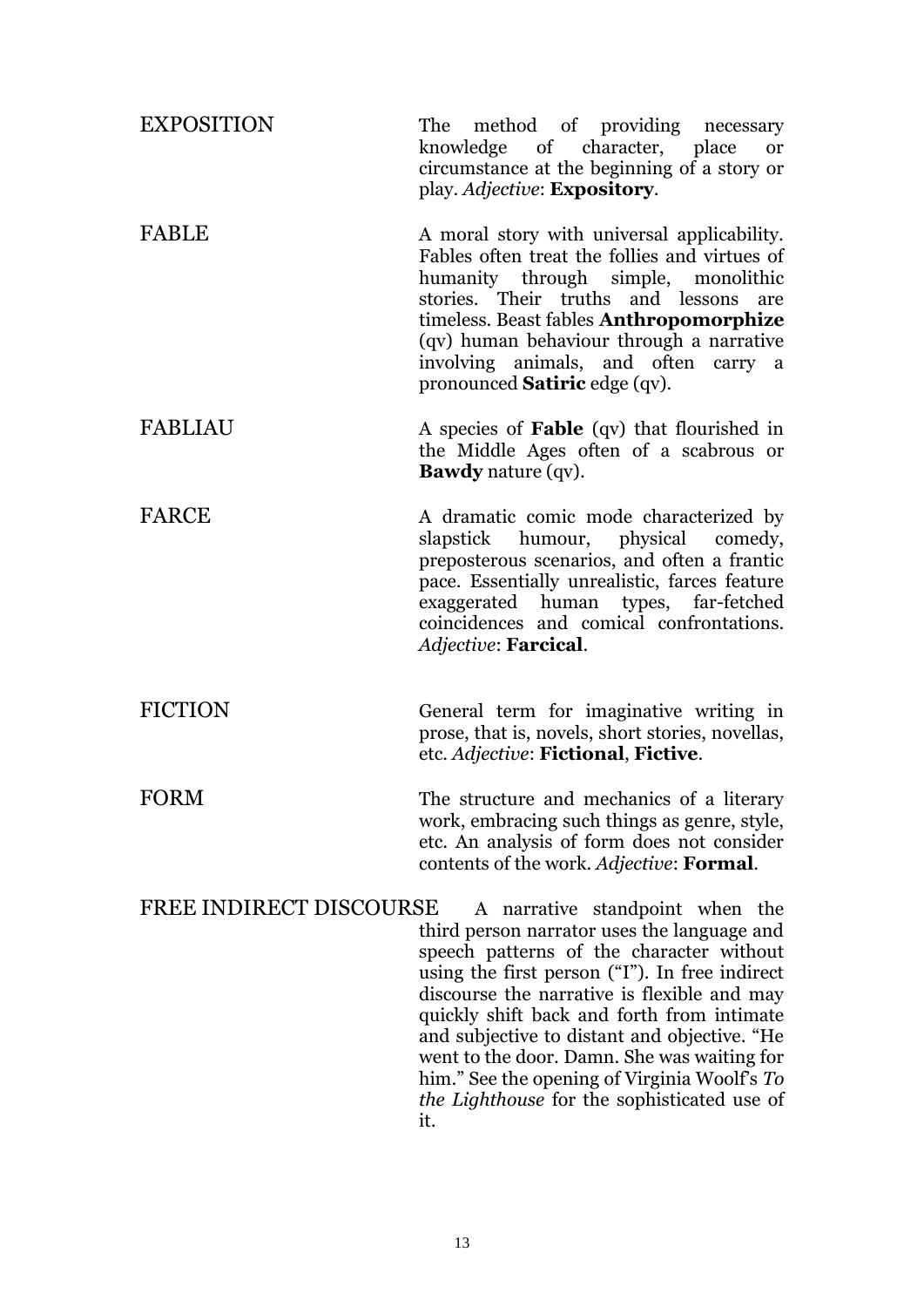**EXPOSITION**
The method of providing necessary knowledge of character, place or circumstance at the beginning of a story or play. *Adjective*: **Expository**.

**FABLE**
A moral story with universal applicability. Fables often treat the follies and virtues of humanity through simple, monolithic stories. Their truths and lessons are timeless. Beast fables **Anthropomorphize** (qv) human behaviour through a narrative involving animals, and often carry a pronounced **Satiric** edge (qv).

**FABLIAU**
A species of **Fable** (qv) that flourished in the Middle Ages often of a scabrous or **Bawdy** nature (qv).

**FARCE**
A dramatic comic mode characterized by slapstick humour, physical comedy, preposterous scenarios, and often a frantic pace. Essentially unrealistic, farces feature exaggerated human types, far-fetched coincidences and comical confrontations. *Adjective*: **Farcical**.

**FICTION**
General term for imaginative writing in prose, that is, novels, short stories, novellas, etc. *Adjective*: **Fictional**, **Fictive**.

**FORM**
The structure and mechanics of a literary work, embracing such things as genre, style, etc. An analysis of form does not consider contents of the work. *Adjective*: **Formal**.

**FREE INDIRECT DISCOURSE**
A narrative standpoint when the third person narrator uses the language and speech patterns of the character without using the first person ("I"). In free indirect discourse the narrative is flexible and may quickly shift back and forth from intimate and subjective to distant and objective. "He went to the door. Damn. She was waiting for him." See the opening of Virginia Woolf's *To the Lighthouse* for the sophisticated use of it.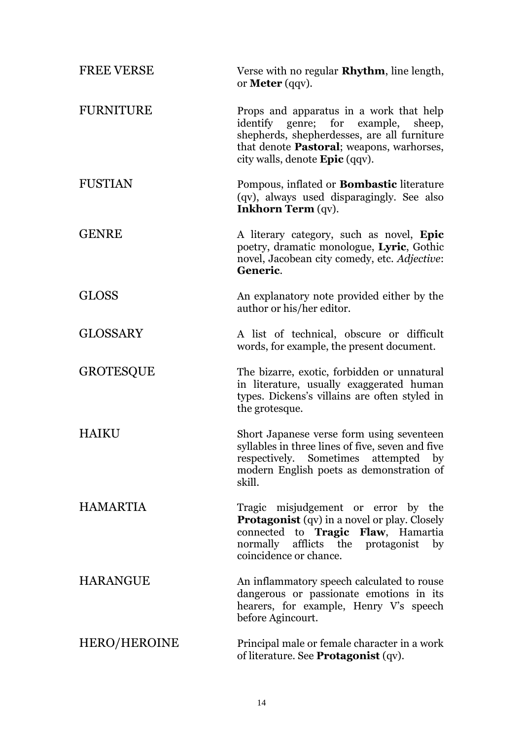| | |
|---|---|
| FREE VERSE | Verse with no regular **Rhythm**, line length, or **Meter** (qqv). |
| FURNITURE | Props and apparatus in a work that help identify genre; for example, sheep, shepherds, shepherdesses, are all furniture that denote **Pastoral**; weapons, warhorses, city walls, denote **Epic** (qqv). |
| FUSTIAN | Pompous, inflated or **Bombastic** literature (qv), always used disparagingly. See also **Inkhorn Term** (qv). |
| GENRE | A literary category, such as novel, **Epic** poetry, dramatic monologue, **Lyric**, Gothic novel, Jacobean city comedy, etc. *Adjective*: **Generic**. |
| GLOSS | An explanatory note provided either by the author or his/her editor. |
| GLOSSARY | A list of technical, obscure or difficult words, for example, the present document. |
| GROTESQUE | The bizarre, exotic, forbidden or unnatural in literature, usually exaggerated human types. Dickens's villains are often styled in the grotesque. |
| HAIKU | Short Japanese verse form using seventeen syllables in three lines of five, seven and five respectively. Sometimes attempted by modern English poets as demonstration of skill. |
| HAMARTIA | Tragic misjudgement or error by the **Protagonist** (qv) in a novel or play. Closely connected to **Tragic Flaw**, Hamartia normally afflicts the protagonist by coincidence or chance. |
| HARANGUE | An inflammatory speech calculated to rouse dangerous or passionate emotions in its hearers, for example, Henry V's speech before Agincourt. |
| HERO/HEROINE | Principal male or female character in a work of literature. See **Protagonist** (qv). |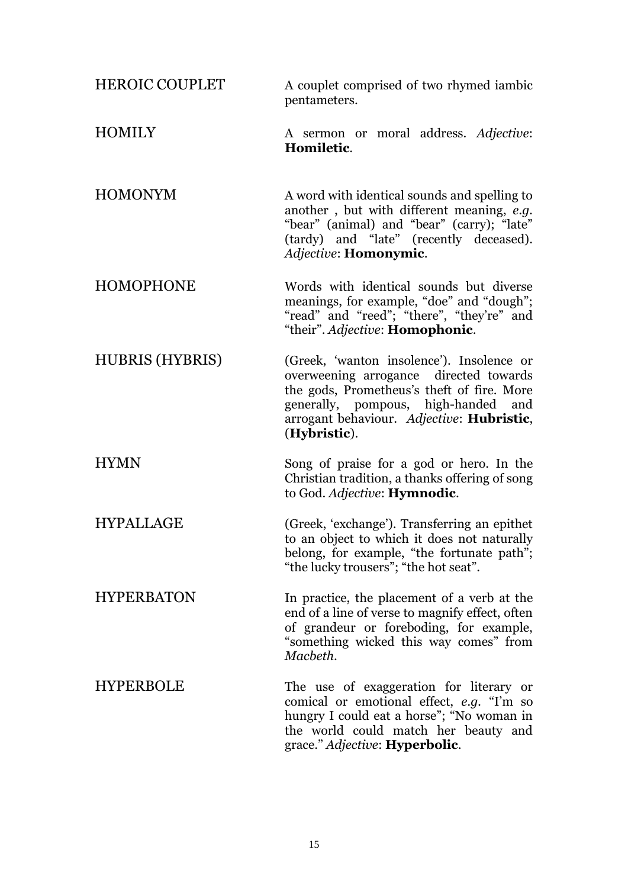HEROIC COUPLET — A couplet comprised of two rhymed iambic pentameters.

HOMILY — A sermon or moral address. *Adjective*: **Homiletic**.

HOMONYM — A word with identical sounds and spelling to another , but with different meaning, *e.g*. "bear" (animal) and "bear" (carry); "late" (tardy) and "late" (recently deceased). *Adjective*: **Homonymic**.

HOMOPHONE — Words with identical sounds but diverse meanings, for example, "doe" and "dough"; "read" and "reed"; "there", "they're" and "their". *Adjective*: **Homophonic**.

HUBRIS (HYBRIS) — (Greek, 'wanton insolence'). Insolence or overweening arrogance directed towards the gods, Prometheus's theft of fire. More generally, pompous, high-handed and arrogant behaviour. *Adjective*: **Hubristic**, (**Hybristic**).

HYMN — Song of praise for a god or hero. In the Christian tradition, a thanks offering of song to God. *Adjective*: **Hymnodic**.

HYPALLAGE — (Greek, 'exchange'). Transferring an epithet to an object to which it does not naturally belong, for example, "the fortunate path"; "the lucky trousers"; "the hot seat".

HYPERBATON — In practice, the placement of a verb at the end of a line of verse to magnify effect, often of grandeur or foreboding, for example, "something wicked this way comes" from *Macbeth*.

HYPERBOLE — The use of exaggeration for literary or comical or emotional effect, *e.g*. "I'm so hungry I could eat a horse"; "No woman in the world could match her beauty and grace." *Adjective*: **Hyperbolic**.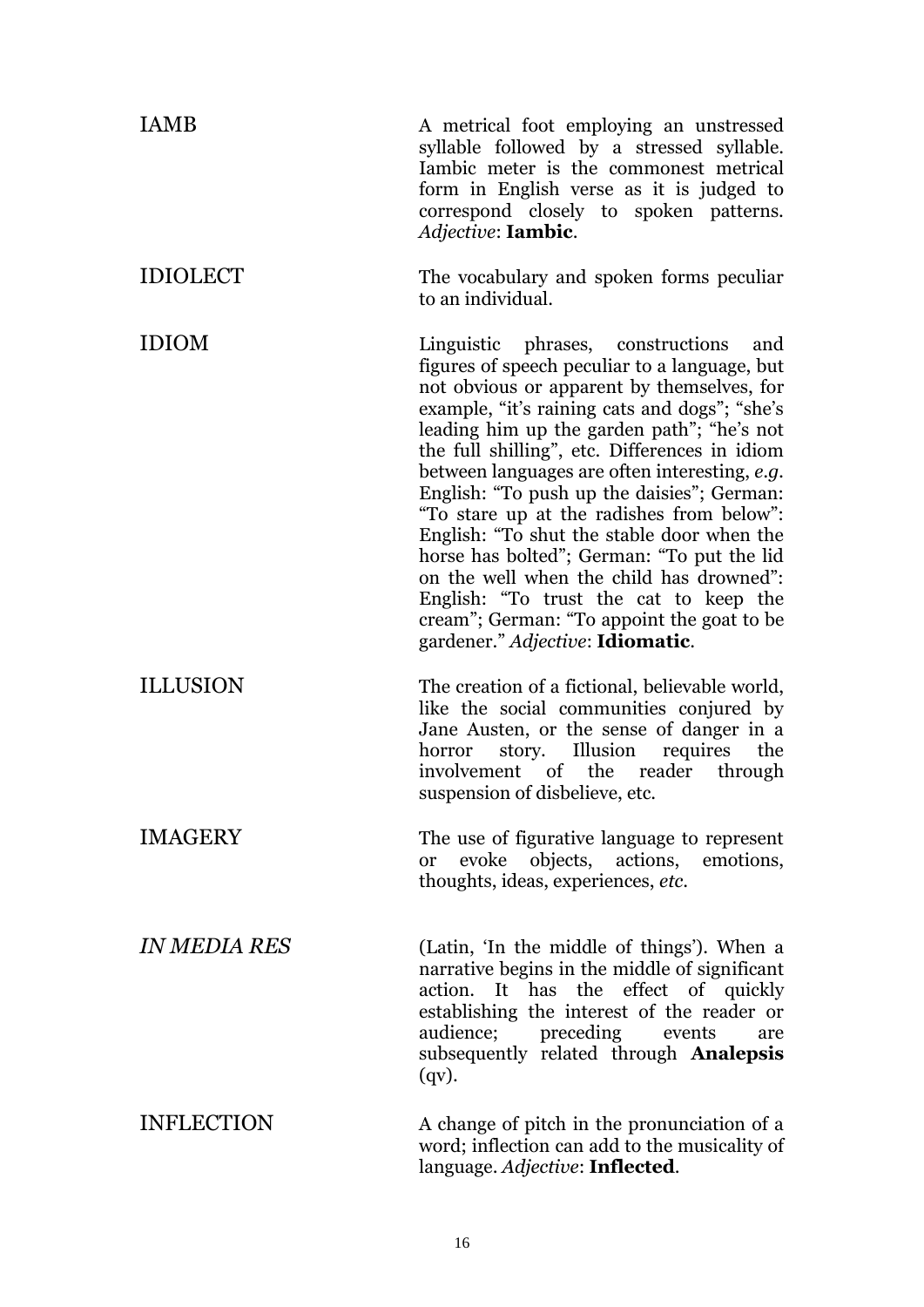**IAMB**

A metrical foot employing an unstressed syllable followed by a stressed syllable. Iambic meter is the commonest metrical form in English verse as it is judged to correspond closely to spoken patterns. *Adjective*: **Iambic**.

**IDIOLECT**

The vocabulary and spoken forms peculiar to an individual.

**IDIOM**

Linguistic phrases, constructions and figures of speech peculiar to a language, but not obvious or apparent by themselves, for example, "it's raining cats and dogs"; "she's leading him up the garden path"; "he's not the full shilling", etc. Differences in idiom between languages are often interesting, *e.g*. English: "To push up the daisies"; German: "To stare up at the radishes from below": English: "To shut the stable door when the horse has bolted"; German: "To put the lid on the well when the child has drowned": English: "To trust the cat to keep the cream"; German: "To appoint the goat to be gardener." *Adjective*: **Idiomatic**.

**ILLUSION**

The creation of a fictional, believable world, like the social communities conjured by Jane Austen, or the sense of danger in a horror story. Illusion requires the involvement of the reader through suspension of disbelieve, etc.

**IMAGERY**

The use of figurative language to represent or evoke objects, actions, emotions, thoughts, ideas, experiences, *etc.*

***IN MEDIA RES***

(Latin, 'In the middle of things'). When a narrative begins in the middle of significant action. It has the effect of quickly establishing the interest of the reader or audience; preceding events are subsequently related through **Analepsis** (qv).

**INFLECTION**

A change of pitch in the pronunciation of a word; inflection can add to the musicality of language. *Adjective*: **Inflected**.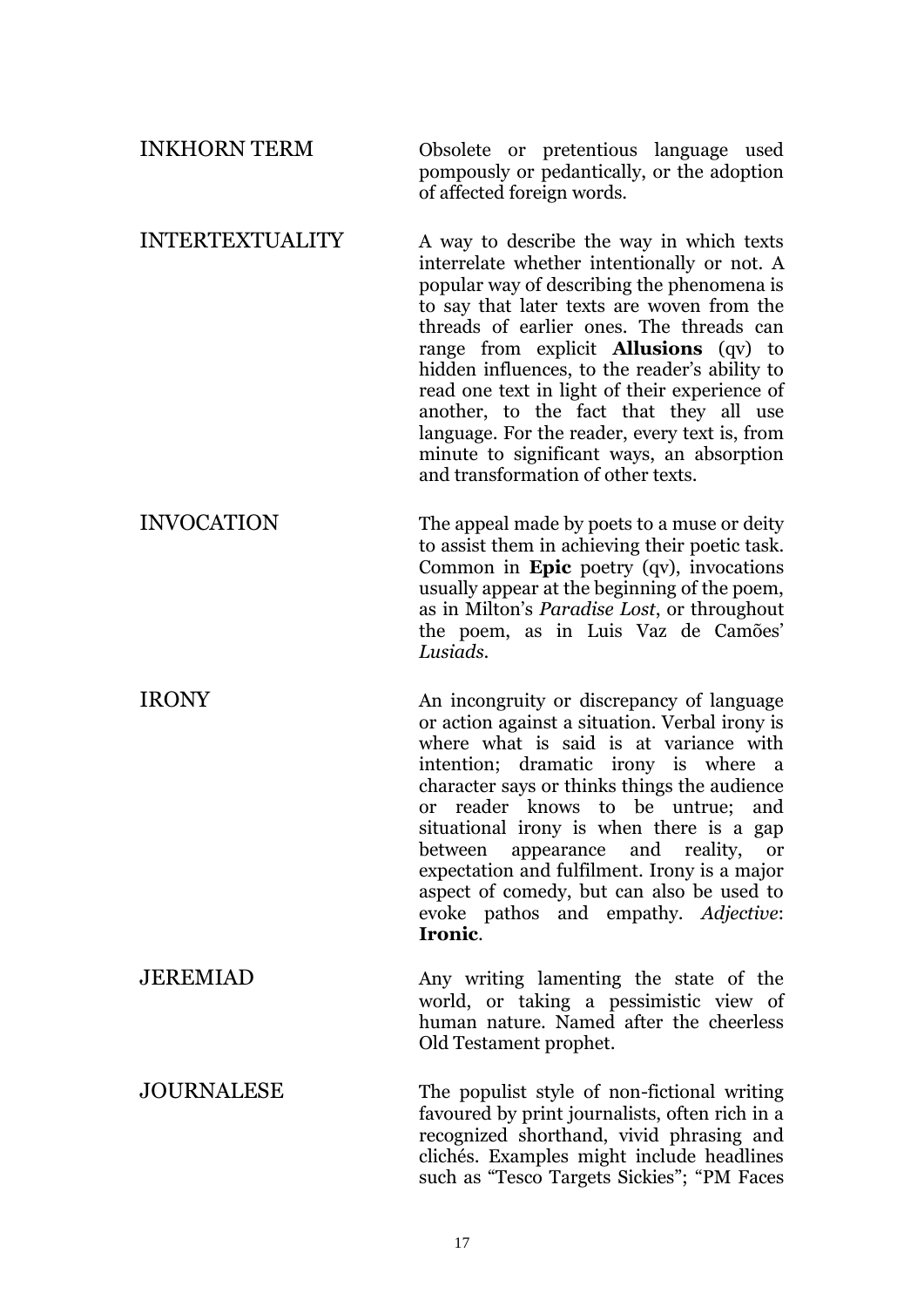**INKHORN TERM**

Obsolete or pretentious language used pompously or pedantically, or the adoption of affected foreign words.

**INTERTEXTUALITY**

A way to describe the way in which texts interrelate whether intentionally or not. A popular way of describing the phenomena is to say that later texts are woven from the threads of earlier ones. The threads can range from explicit **Allusions** (qv) to hidden influences, to the reader's ability to read one text in light of their experience of another, to the fact that they all use language. For the reader, every text is, from minute to significant ways, an absorption and transformation of other texts.

**INVOCATION**

The appeal made by poets to a muse or deity to assist them in achieving their poetic task. Common in **Epic** poetry (qv), invocations usually appear at the beginning of the poem, as in Milton's *Paradise Lost*, or throughout the poem, as in Luis Vaz de Camões' *Lusiads*.

**IRONY**

An incongruity or discrepancy of language or action against a situation. Verbal irony is where what is said is at variance with intention; dramatic irony is where a character says or thinks things the audience or reader knows to be untrue; and situational irony is when there is a gap between appearance and reality, or expectation and fulfilment. Irony is a major aspect of comedy, but can also be used to evoke pathos and empathy. *Adjective*: **Ironic**.

**JEREMIAD**

Any writing lamenting the state of the world, or taking a pessimistic view of human nature. Named after the cheerless Old Testament prophet.

**JOURNALESE**

The populist style of non-fictional writing favoured by print journalists, often rich in a recognized shorthand, vivid phrasing and clichés. Examples might include headlines such as "Tesco Targets Sickies"; "PM Faces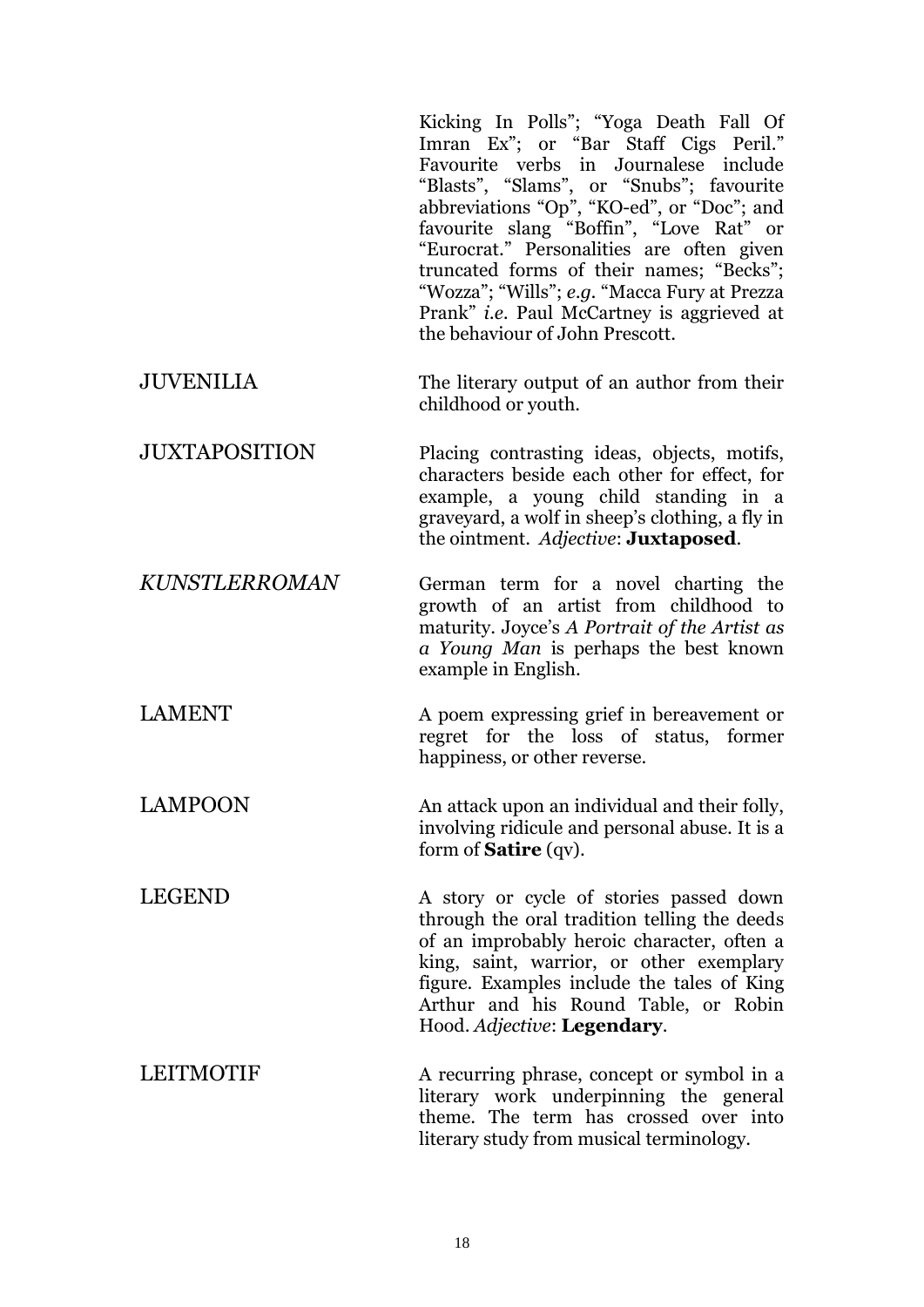Kicking In Polls"; "Yoga Death Fall Of Imran Ex"; or "Bar Staff Cigs Peril." Favourite verbs in Journalese include "Blasts", "Slams", or "Snubs"; favourite abbreviations "Op", "KO-ed", or "Doc"; and favourite slang "Boffin", "Love Rat" or "Eurocrat." Personalities are often given truncated forms of their names; "Becks"; "Wozza"; "Wills"; *e.g.* "Macca Fury at Prezza Prank" *i.e.* Paul McCartney is aggrieved at the behaviour of John Prescott.

JUVENILIA — The literary output of an author from their childhood or youth.

JUXTAPOSITION — Placing contrasting ideas, objects, motifs, characters beside each other for effect, for example, a young child standing in a graveyard, a wolf in sheep's clothing, a fly in the ointment. *Adjective*: **Juxtaposed**.

*KUNSTLERROMAN* — German term for a novel charting the growth of an artist from childhood to maturity. Joyce's *A Portrait of the Artist as a Young Man* is perhaps the best known example in English.

LAMENT — A poem expressing grief in bereavement or regret for the loss of status, former happiness, or other reverse.

LAMPOON — An attack upon an individual and their folly, involving ridicule and personal abuse. It is a form of **Satire** (qv).

LEGEND — A story or cycle of stories passed down through the oral tradition telling the deeds of an improbably heroic character, often a king, saint, warrior, or other exemplary figure. Examples include the tales of King Arthur and his Round Table, or Robin Hood. *Adjective*: **Legendary**.

LEITMOTIF — A recurring phrase, concept or symbol in a literary work underpinning the general theme. The term has crossed over into literary study from musical terminology.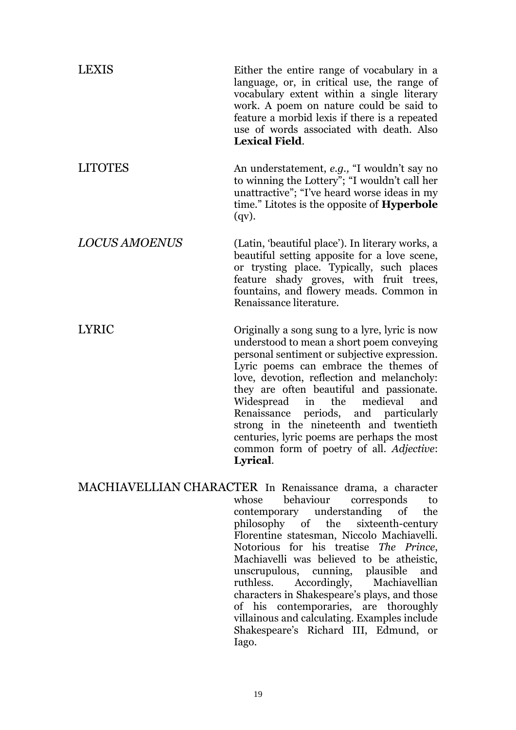**LEXIS** — Either the entire range of vocabulary in a language, or, in critical use, the range of vocabulary extent within a single literary work. A poem on nature could be said to feature a morbid lexis if there is a repeated use of words associated with death. Also **Lexical Field**.

**LITOTES** — An understatement, *e.g.*, "I wouldn't say no to winning the Lottery"; "I wouldn't call her unattractive"; "I've heard worse ideas in my time." Litotes is the opposite of **Hyperbole** (qv).

***LOCUS AMOENUS*** — (Latin, 'beautiful place'). In literary works, a beautiful setting apposite for a love scene, or trysting place. Typically, such places feature shady groves, with fruit trees, fountains, and flowery meads. Common in Renaissance literature.

**LYRIC** — Originally a song sung to a lyre, lyric is now understood to mean a short poem conveying personal sentiment or subjective expression. Lyric poems can embrace the themes of love, devotion, reflection and melancholy: they are often beautiful and passionate. Widespread in the medieval and Renaissance periods, and particularly strong in the nineteenth and twentieth centuries, lyric poems are perhaps the most common form of poetry of all. *Adjective*: **Lyrical**.

**MACHIAVELLIAN CHARACTER** — In Renaissance drama, a character whose behaviour corresponds to contemporary understanding of the philosophy of the sixteenth-century Florentine statesman, Niccolo Machiavelli. Notorious for his treatise *The Prince*, Machiavelli was believed to be atheistic, unscrupulous, cunning, plausible and ruthless. Accordingly, Machiavellian characters in Shakespeare's plays, and those of his contemporaries, are thoroughly villainous and calculating. Examples include Shakespeare's Richard III, Edmund, or Iago.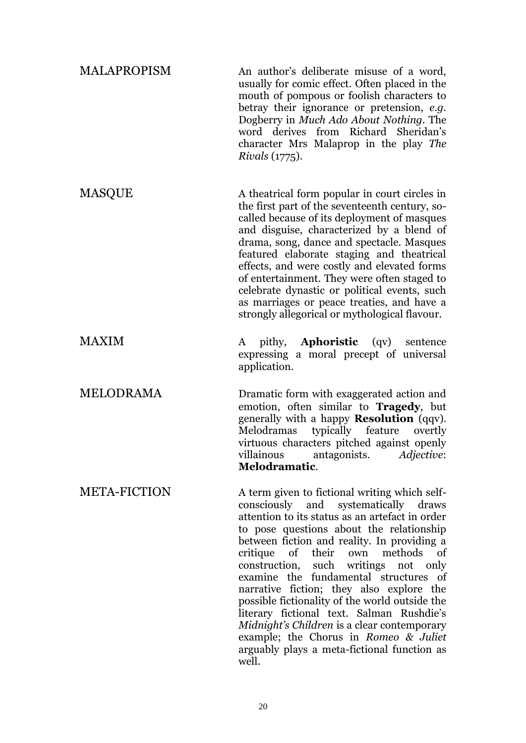**MALAPROPISM**

An author's deliberate misuse of a word, usually for comic effect. Often placed in the mouth of pompous or foolish characters to betray their ignorance or pretension, *e.g.* Dogberry in *Much Ado About Nothing*. The word derives from Richard Sheridan's character Mrs Malaprop in the play *The Rivals* (1775).

**MASQUE**

A theatrical form popular in court circles in the first part of the seventeenth century, so-called because of its deployment of masques and disguise, characterized by a blend of drama, song, dance and spectacle. Masques featured elaborate staging and theatrical effects, and were costly and elevated forms of entertainment. They were often staged to celebrate dynastic or political events, such as marriages or peace treaties, and have a strongly allegorical or mythological flavour.

**MAXIM**

A pithy, **Aphoristic** (qv) sentence expressing a moral precept of universal application.

**MELODRAMA**

Dramatic form with exaggerated action and emotion, often similar to **Tragedy**, but generally with a happy **Resolution** (qqv). Melodramas typically feature overtly virtuous characters pitched against openly villainous antagonists. *Adjective*: **Melodramatic**.

**META-FICTION**

A term given to fictional writing which self-consciously and systematically draws attention to its status as an artefact in order to pose questions about the relationship between fiction and reality. In providing a critique of their own methods of construction, such writings not only examine the fundamental structures of narrative fiction; they also explore the possible fictionality of the world outside the literary fictional text. Salman Rushdie's *Midnight's Children* is a clear contemporary example; the Chorus in *Romeo & Juliet* arguably plays a meta-fictional function as well.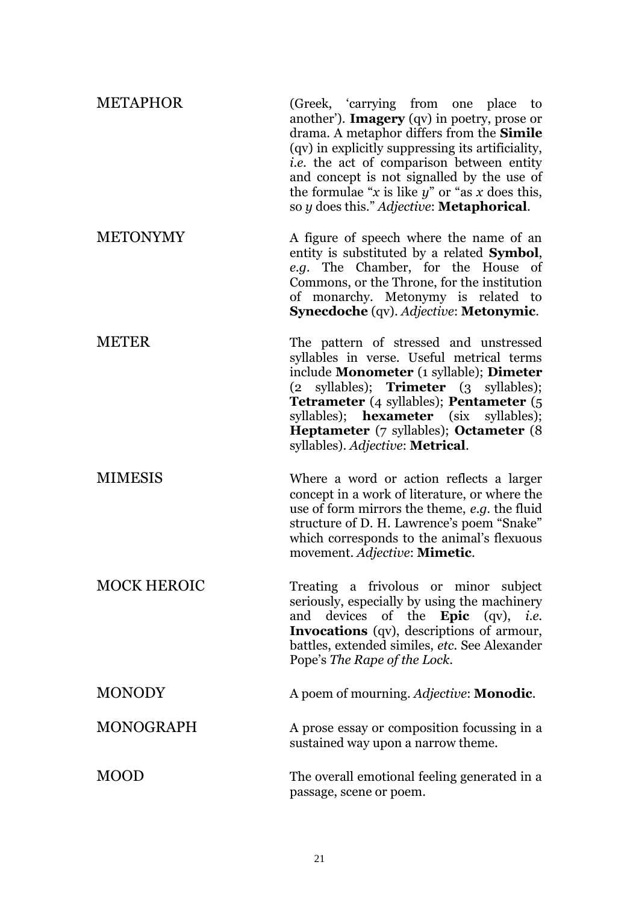**METAPHOR** — (Greek, 'carrying from one place to another'). **Imagery** (qv) in poetry, prose or drama. A metaphor differs from the **Simile** (qv) in explicitly suppressing its artificiality, *i.e.* the act of comparison between entity and concept is not signalled by the use of the formulae "*x* is like *y*" or "as *x* does this, so *y* does this." *Adjective*: **Metaphorical**.

**METONYMY** — A figure of speech where the name of an entity is substituted by a related **Symbol**, *e.g.* The Chamber, for the House of Commons, or the Throne, for the institution of monarchy. Metonymy is related to **Synecdoche** (qv). *Adjective*: **Metonymic**.

**METER** — The pattern of stressed and unstressed syllables in verse. Useful metrical terms include **Monometer** (1 syllable); **Dimeter** (2 syllables); **Trimeter** (3 syllables); **Tetrameter** (4 syllables); **Pentameter** (5 syllables); **hexameter** (six syllables); **Heptameter** (7 syllables); **Octameter** (8 syllables). *Adjective*: **Metrical**.

**MIMESIS** — Where a word or action reflects a larger concept in a work of literature, or where the use of form mirrors the theme, *e.g.* the fluid structure of D. H. Lawrence's poem "Snake" which corresponds to the animal's flexuous movement. *Adjective*: **Mimetic**.

**MOCK HEROIC** — Treating a frivolous or minor subject seriously, especially by using the machinery and devices of the **Epic** (qv), *i.e.* **Invocations** (qv), descriptions of armour, battles, extended similes, *etc.* See Alexander Pope's *The Rape of the Lock*.

**MONODY** — A poem of mourning. *Adjective*: **Monodic**.

**MONOGRAPH** — A prose essay or composition focussing in a sustained way upon a narrow theme.

**MOOD** — The overall emotional feeling generated in a passage, scene or poem.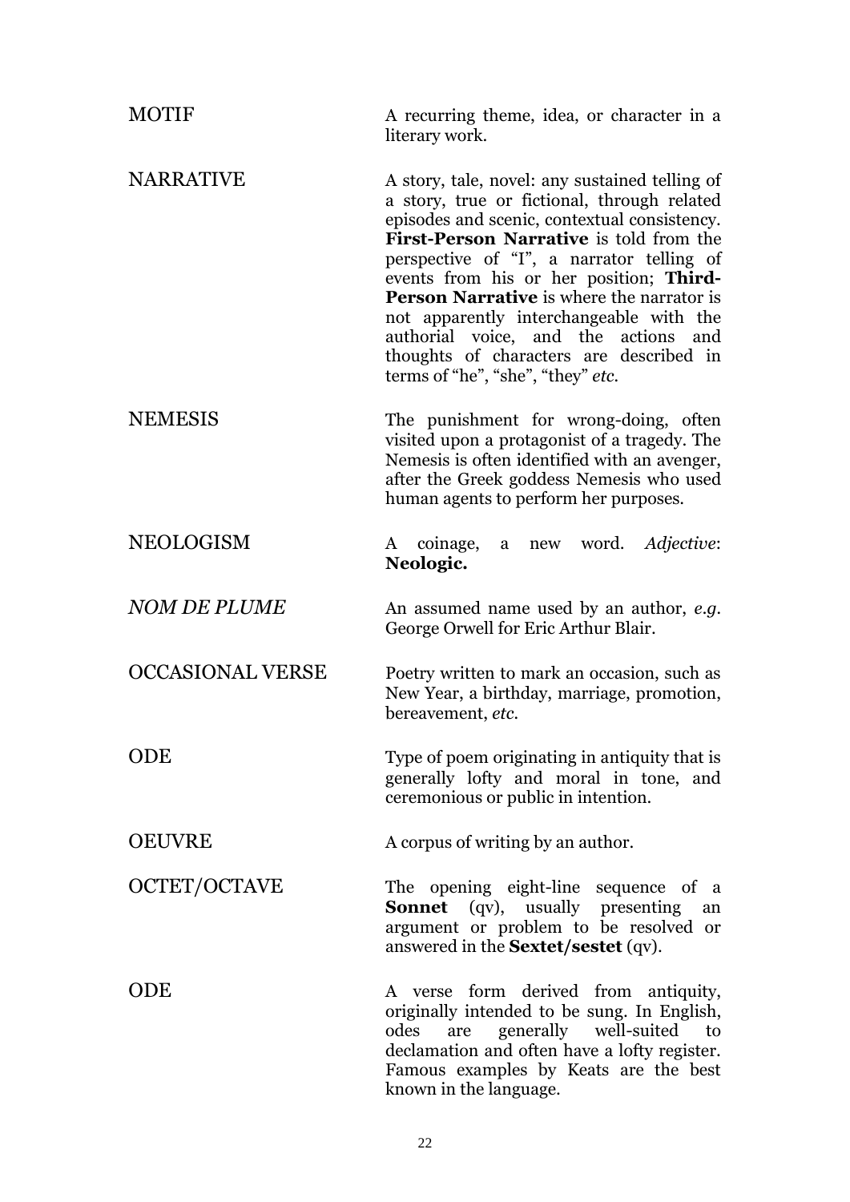| | |
|---|---|
| MOTIF | A recurring theme, idea, or character in a literary work. |
| NARRATIVE | A story, tale, novel: any sustained telling of a story, true or fictional, through related episodes and scenic, contextual consistency. **First-Person Narrative** is told from the perspective of "I", a narrator telling of events from his or her position; **Third-Person Narrative** is where the narrator is not apparently interchangeable with the authorial voice, and the actions and thoughts of characters are described in terms of "he", "she", "they" *etc.* |
| NEMESIS | The punishment for wrong-doing, often visited upon a protagonist of a tragedy. The Nemesis is often identified with an avenger, after the Greek goddess Nemesis who used human agents to perform her purposes. |
| NEOLOGISM | A coinage, a new word. *Adjective*: **Neologic.** |
| *NOM DE PLUME* | An assumed name used by an author, *e.g.* George Orwell for Eric Arthur Blair. |
| OCCASIONAL VERSE | Poetry written to mark an occasion, such as New Year, a birthday, marriage, promotion, bereavement, *etc.* |
| ODE | Type of poem originating in antiquity that is generally lofty and moral in tone, and ceremonious or public in intention. |
| OEUVRE | A corpus of writing by an author. |
| OCTET/OCTAVE | The opening eight-line sequence of a **Sonnet** (qv), usually presenting an argument or problem to be resolved or answered in the **Sextet/sestet** (qv). |
| ODE | A verse form derived from antiquity, originally intended to be sung. In English, odes are generally well-suited to declamation and often have a lofty register. Famous examples by Keats are the best known in the language. |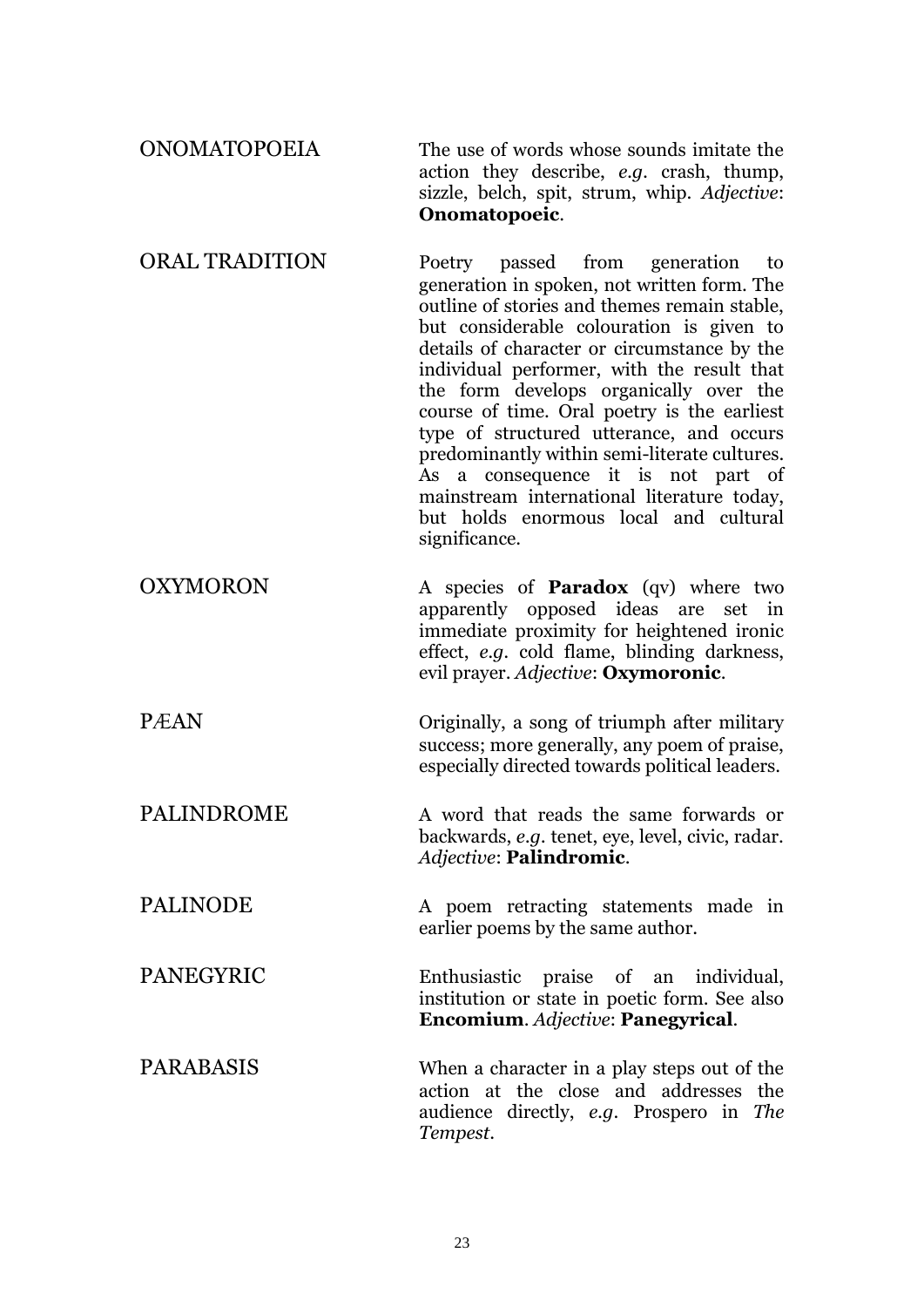ONOMATOPOEIA — The use of words whose sounds imitate the action they describe, *e.g*. crash, thump, sizzle, belch, spit, strum, whip. *Adjective*: **Onomatopoeic**.

ORAL TRADITION — Poetry passed from generation to generation in spoken, not written form. The outline of stories and themes remain stable, but considerable colouration is given to details of character or circumstance by the individual performer, with the result that the form develops organically over the course of time. Oral poetry is the earliest type of structured utterance, and occurs predominantly within semi-literate cultures. As a consequence it is not part of mainstream international literature today, but holds enormous local and cultural significance.

OXYMORON — A species of **Paradox** (qv) where two apparently opposed ideas are set in immediate proximity for heightened ironic effect, *e.g*. cold flame, blinding darkness, evil prayer. *Adjective*: **Oxymoronic**.

PÆAN — Originally, a song of triumph after military success; more generally, any poem of praise, especially directed towards political leaders.

PALINDROME — A word that reads the same forwards or backwards, *e.g*. tenet, eye, level, civic, radar. *Adjective*: **Palindromic**.

PALINODE — A poem retracting statements made in earlier poems by the same author.

PANEGYRIC — Enthusiastic praise of an individual, institution or state in poetic form. See also **Encomium**. *Adjective*: **Panegyrical**.

PARABASIS — When a character in a play steps out of the action at the close and addresses the audience directly, *e.g*. Prospero in *The Tempest*.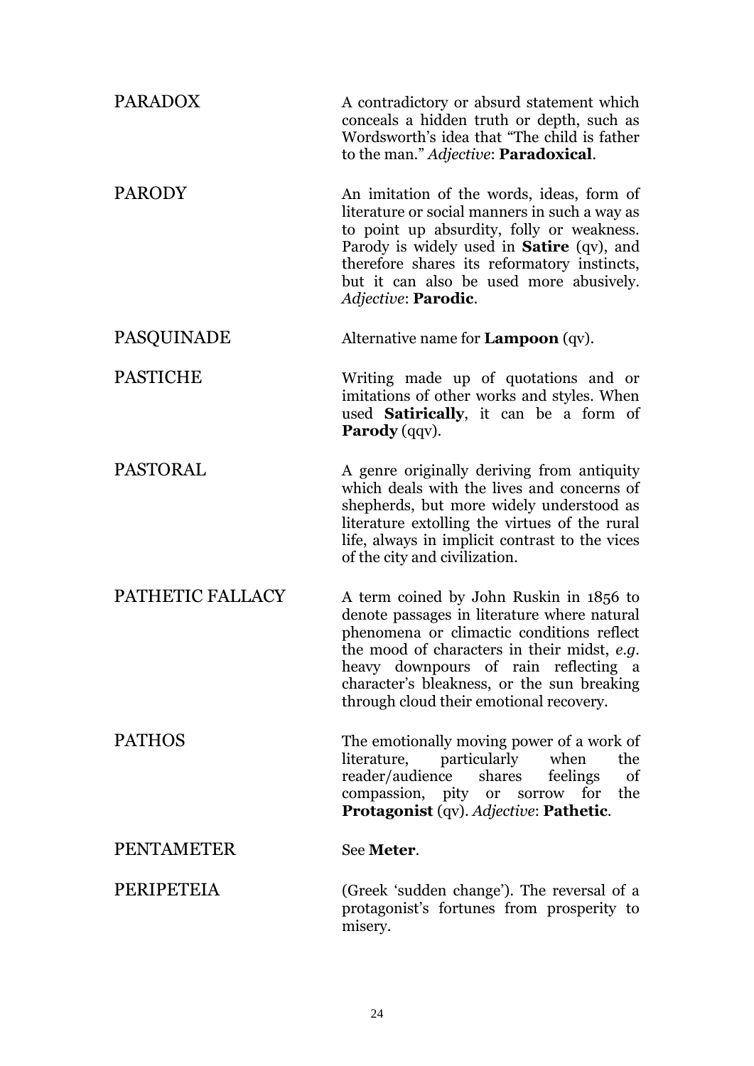**PARADOX** A contradictory or absurd statement which conceals a hidden truth or depth, such as Wordsworth's idea that "The child is father to the man." *Adjective*: **Paradoxical**.

**PARODY** An imitation of the words, ideas, form of literature or social manners in such a way as to point up absurdity, folly or weakness. Parody is widely used in **Satire** (qv), and therefore shares its reformatory instincts, but it can also be used more abusively. *Adjective*: **Parodic**.

**PASQUINADE** Alternative name for **Lampoon** (qv).

**PASTICHE** Writing made up of quotations and or imitations of other works and styles. When used **Satirically**, it can be a form of **Parody** (qqv).

**PASTORAL** A genre originally deriving from antiquity which deals with the lives and concerns of shepherds, but more widely understood as literature extolling the virtues of the rural life, always in implicit contrast to the vices of the city and civilization.

**PATHETIC FALLACY** A term coined by John Ruskin in 1856 to denote passages in literature where natural phenomena or climactic conditions reflect the mood of characters in their midst, *e.g.* heavy downpours of rain reflecting a character's bleakness, or the sun breaking through cloud their emotional recovery.

**PATHOS** The emotionally moving power of a work of literature, particularly when the reader/audience shares feelings of compassion, pity or sorrow for the **Protagonist** (qv). *Adjective*: **Pathetic**.

**PENTAMETER** See **Meter**.

**PERIPETEIA** (Greek 'sudden change'). The reversal of a protagonist's fortunes from prosperity to misery.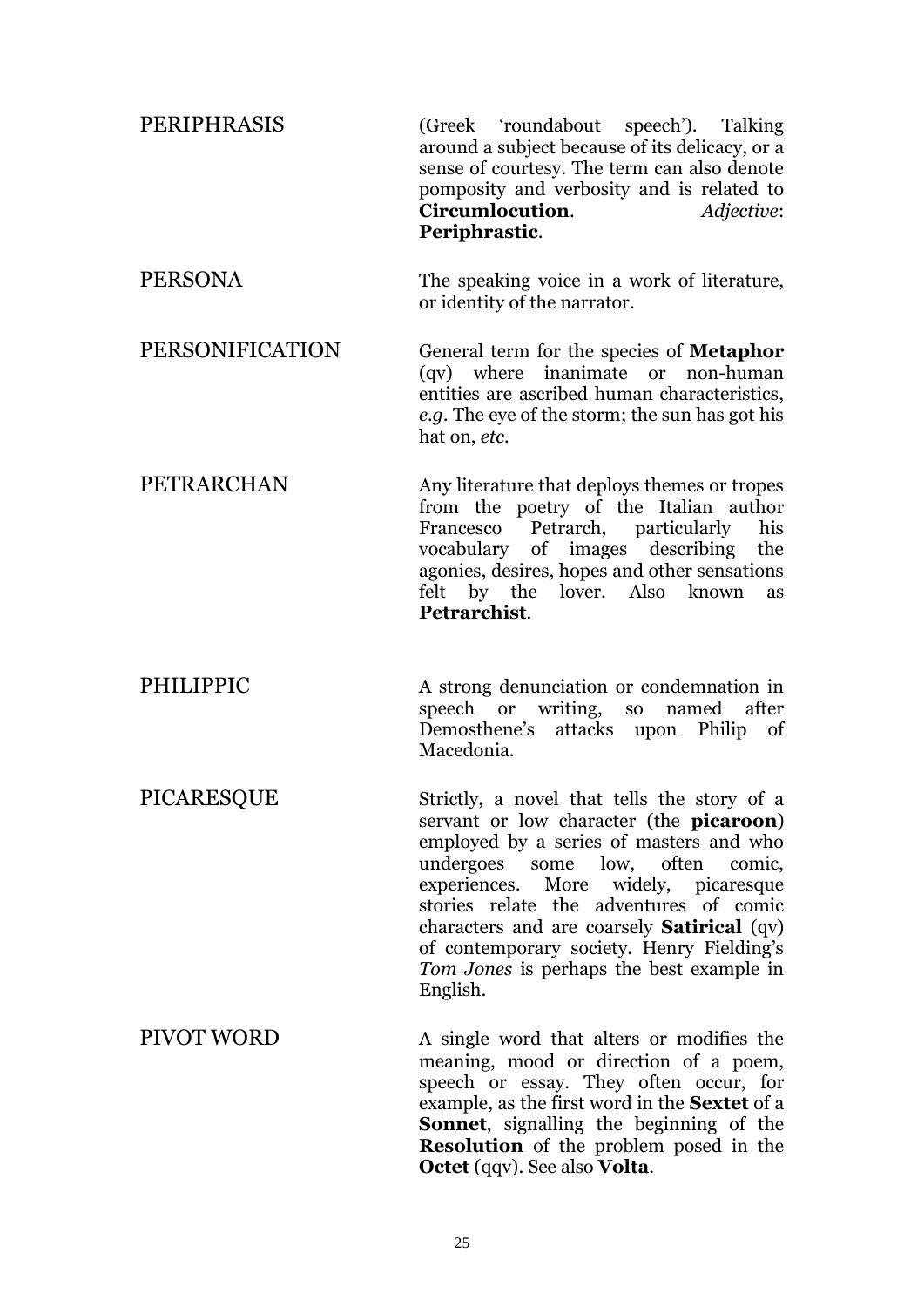**PERIPHRASIS** (Greek 'roundabout speech'). Talking around a subject because of its delicacy, or a sense of courtesy. The term can also denote pomposity and verbosity and is related to **Circumlocution**. *Adjective*: **Periphrastic**.

**PERSONA** The speaking voice in a work of literature, or identity of the narrator.

**PERSONIFICATION** General term for the species of **Metaphor** (qv) where inanimate or non-human entities are ascribed human characteristics, *e.g*. The eye of the storm; the sun has got his hat on, *etc*.

**PETRARCHAN** Any literature that deploys themes or tropes from the poetry of the Italian author Francesco Petrarch, particularly his vocabulary of images describing the agonies, desires, hopes and other sensations felt by the lover. Also known as **Petrarchist**.

**PHILIPPIC** A strong denunciation or condemnation in speech or writing, so named after Demosthene's attacks upon Philip of Macedonia.

**PICARESQUE** Strictly, a novel that tells the story of a servant or low character (the **picaroon**) employed by a series of masters and who undergoes some low, often comic, experiences. More widely, picaresque stories relate the adventures of comic characters and are coarsely **Satirical** (qv) of contemporary society. Henry Fielding's *Tom Jones* is perhaps the best example in English.

**PIVOT WORD** A single word that alters or modifies the meaning, mood or direction of a poem, speech or essay. They often occur, for example, as the first word in the **Sextet** of a **Sonnet**, signalling the beginning of the **Resolution** of the problem posed in the **Octet** (qqv). See also **Volta**.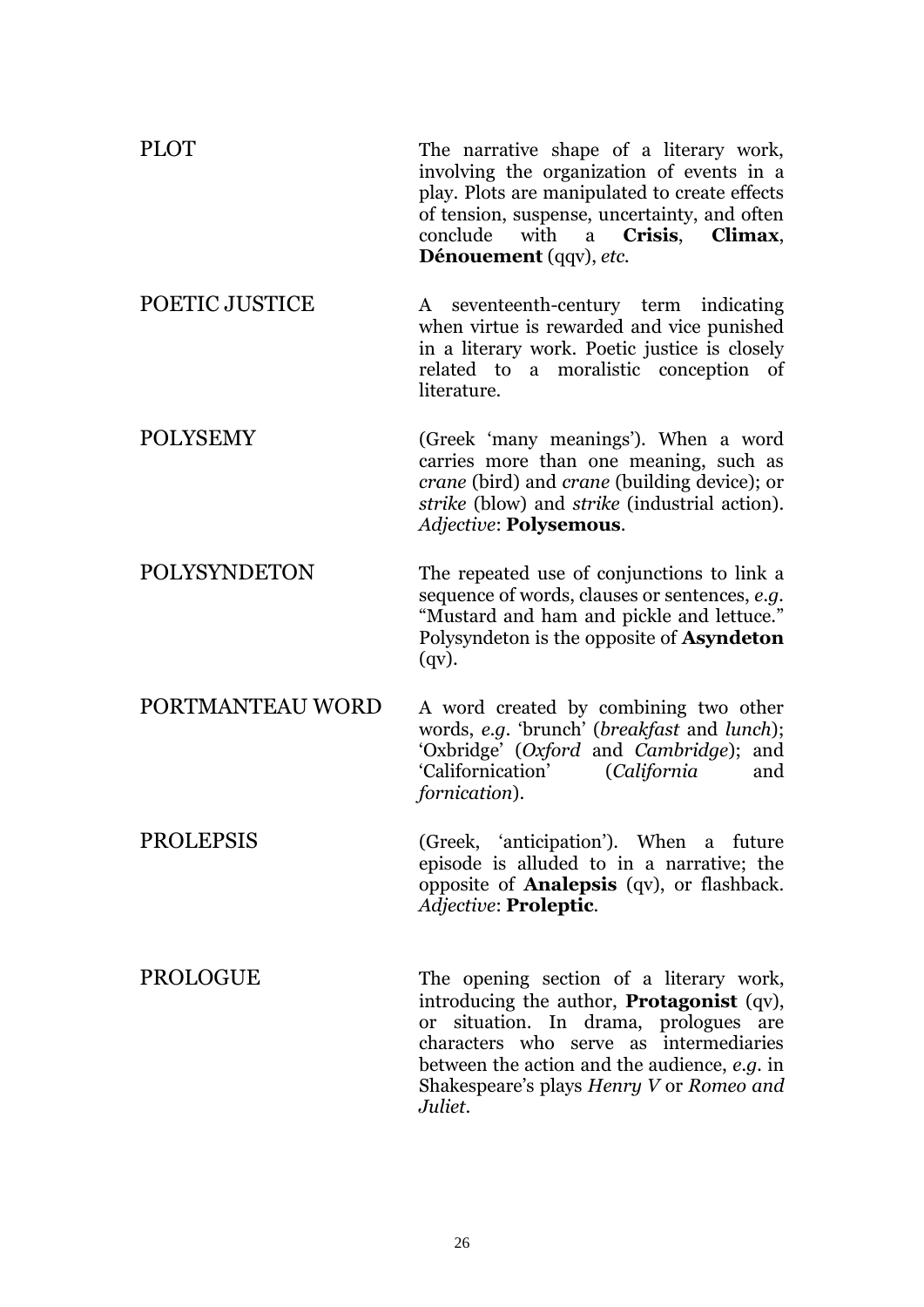PLOT — The narrative shape of a literary work, involving the organization of events in a play. Plots are manipulated to create effects of tension, suspense, uncertainty, and often conclude with a **Crisis**, **Climax**, **Dénouement** (qqv), *etc.*

POETIC JUSTICE — A seventeenth-century term indicating when virtue is rewarded and vice punished in a literary work. Poetic justice is closely related to a moralistic conception of literature.

POLYSEMY — (Greek 'many meanings'). When a word carries more than one meaning, such as *crane* (bird) and *crane* (building device); or *strike* (blow) and *strike* (industrial action). *Adjective*: **Polysemous**.

POLYSYNDETON — The repeated use of conjunctions to link a sequence of words, clauses or sentences, *e.g.* "Mustard and ham and pickle and lettuce." Polysyndeton is the opposite of **Asyndeton** (qv).

PORTMANTEAU WORD — A word created by combining two other words, *e.g.* 'brunch' (*breakfast* and *lunch*); 'Oxbridge' (*Oxford* and *Cambridge*); and 'Californication' (*California* and *fornication*).

PROLEPSIS — (Greek, 'anticipation'). When a future episode is alluded to in a narrative; the opposite of **Analepsis** (qv), or flashback. *Adjective*: **Proleptic**.

PROLOGUE — The opening section of a literary work, introducing the author, **Protagonist** (qv), or situation. In drama, prologues are characters who serve as intermediaries between the action and the audience, *e.g.* in Shakespeare's plays *Henry V* or *Romeo and Juliet*.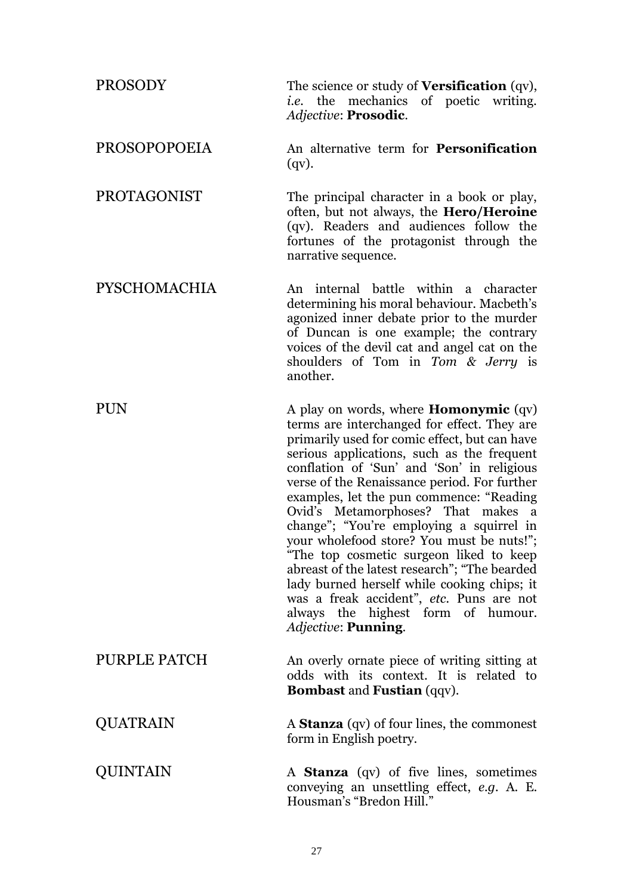PROSODY — The science or study of **Versification** (qv), *i.e.* the mechanics of poetic writing. *Adjective*: **Prosodic**.

PROSOPOPOEIA — An alternative term for **Personification** (qv).

PROTAGONIST — The principal character in a book or play, often, but not always, the **Hero/Heroine** (qv). Readers and audiences follow the fortunes of the protagonist through the narrative sequence.

PYSCHOMACHIA — An internal battle within a character determining his moral behaviour. Macbeth's agonized inner debate prior to the murder of Duncan is one example; the contrary voices of the devil cat and angel cat on the shoulders of Tom in *Tom & Jerry* is another.

PUN — A play on words, where **Homonymic** (qv) terms are interchanged for effect. They are primarily used for comic effect, but can have serious applications, such as the frequent conflation of 'Sun' and 'Son' in religious verse of the Renaissance period. For further examples, let the pun commence: "Reading Ovid's Metamorphoses? That makes a change"; "You're employing a squirrel in your wholefood store? You must be nuts!"; "The top cosmetic surgeon liked to keep abreast of the latest research"; "The bearded lady burned herself while cooking chips; it was a freak accident", *etc.* Puns are not always the highest form of humour. *Adjective*: **Punning**.

PURPLE PATCH — An overly ornate piece of writing sitting at odds with its context. It is related to **Bombast** and **Fustian** (qqv).

QUATRAIN — A **Stanza** (qv) of four lines, the commonest form in English poetry.

QUINTAIN — A **Stanza** (qv) of five lines, sometimes conveying an unsettling effect, *e.g.* A. E. Housman's "Bredon Hill."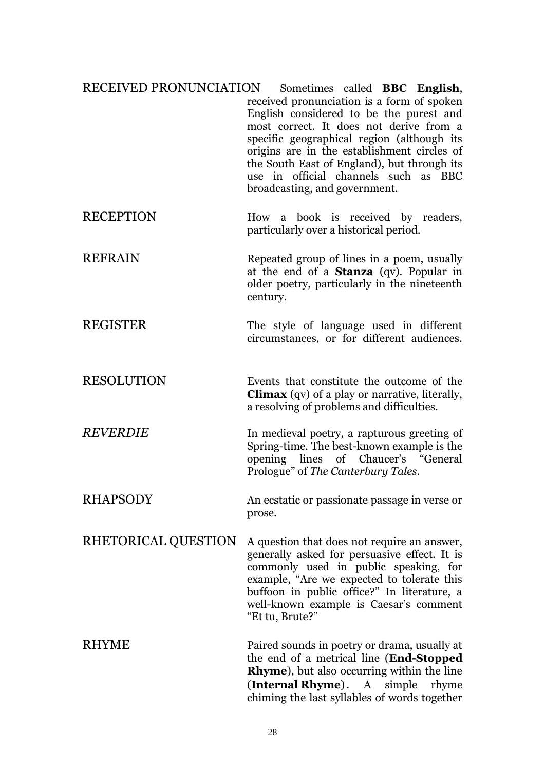**RECEIVED PRONUNCIATION** Sometimes called **BBC English**, received pronunciation is a form of spoken English considered to be the purest and most correct. It does not derive from a specific geographical region (although its origins are in the establishment circles of the South East of England), but through its use in official channels such as BBC broadcasting, and government.

**RECEPTION** How a book is received by readers, particularly over a historical period.

**REFRAIN** Repeated group of lines in a poem, usually at the end of a **Stanza** (qv). Popular in older poetry, particularly in the nineteenth century.

**REGISTER** The style of language used in different circumstances, or for different audiences.

**RESOLUTION** Events that constitute the outcome of the **Climax** (qv) of a play or narrative, literally, a resolving of problems and difficulties.

***REVERDIE*** In medieval poetry, a rapturous greeting of Spring-time. The best-known example is the opening lines of Chaucer's "General Prologue" of *The Canterbury Tales*.

**RHAPSODY** An ecstatic or passionate passage in verse or prose.

**RHETORICAL QUESTION** A question that does not require an answer, generally asked for persuasive effect. It is commonly used in public speaking, for example, "Are we expected to tolerate this buffoon in public office?" In literature, a well-known example is Caesar's comment "Et tu, Brute?"

**RHYME** Paired sounds in poetry or drama, usually at the end of a metrical line (**End-Stopped Rhyme**), but also occurring within the line (**Internal Rhyme**). A simple rhyme chiming the last syllables of words together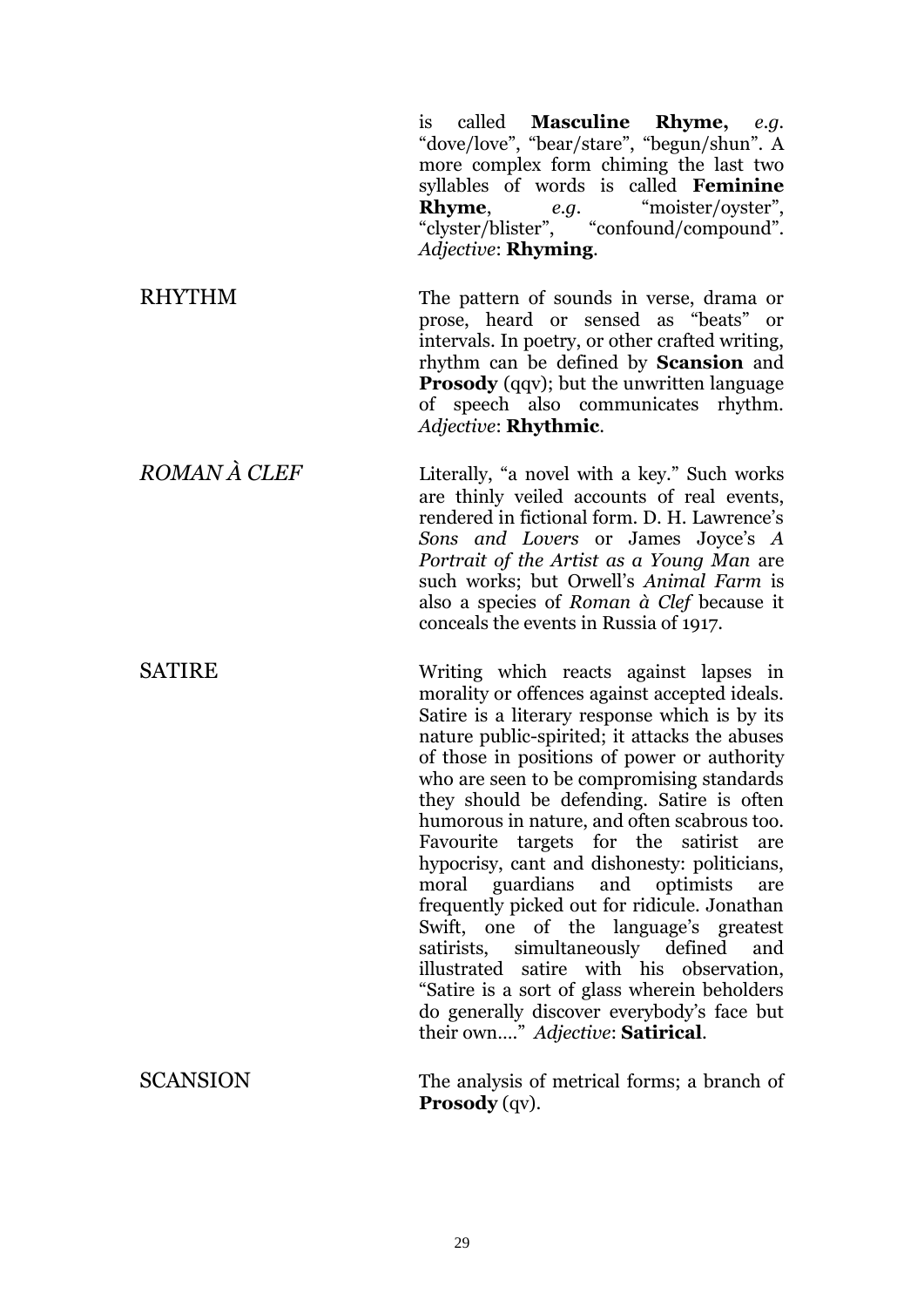is called **Masculine Rhyme,** *e.g.* "dove/love", "bear/stare", "begun/shun". A more complex form chiming the last two syllables of words is called **Feminine Rhyme**, *e.g.* "moister/oyster", "clyster/blister", "confound/compound". *Adjective*: **Rhyming**.

RHYTHM

The pattern of sounds in verse, drama or prose, heard or sensed as "beats" or intervals. In poetry, or other crafted writing, rhythm can be defined by **Scansion** and **Prosody** (qqv); but the unwritten language of speech also communicates rhythm. *Adjective*: **Rhythmic**.

*ROMAN À CLEF*

Literally, "a novel with a key." Such works are thinly veiled accounts of real events, rendered in fictional form. D. H. Lawrence's *Sons and Lovers* or James Joyce's *A Portrait of the Artist as a Young Man* are such works; but Orwell's *Animal Farm* is also a species of *Roman à Clef* because it conceals the events in Russia of 1917.

SATIRE

Writing which reacts against lapses in morality or offences against accepted ideals. Satire is a literary response which is by its nature public-spirited; it attacks the abuses of those in positions of power or authority who are seen to be compromising standards they should be defending. Satire is often humorous in nature, and often scabrous too. Favourite targets for the satirist are hypocrisy, cant and dishonesty: politicians, moral guardians and optimists are frequently picked out for ridicule. Jonathan Swift, one of the language's greatest satirists, simultaneously defined and illustrated satire with his observation, "Satire is a sort of glass wherein beholders do generally discover everybody's face but their own...." *Adjective*: **Satirical**.

SCANSION

The analysis of metrical forms; a branch of **Prosody** (qv).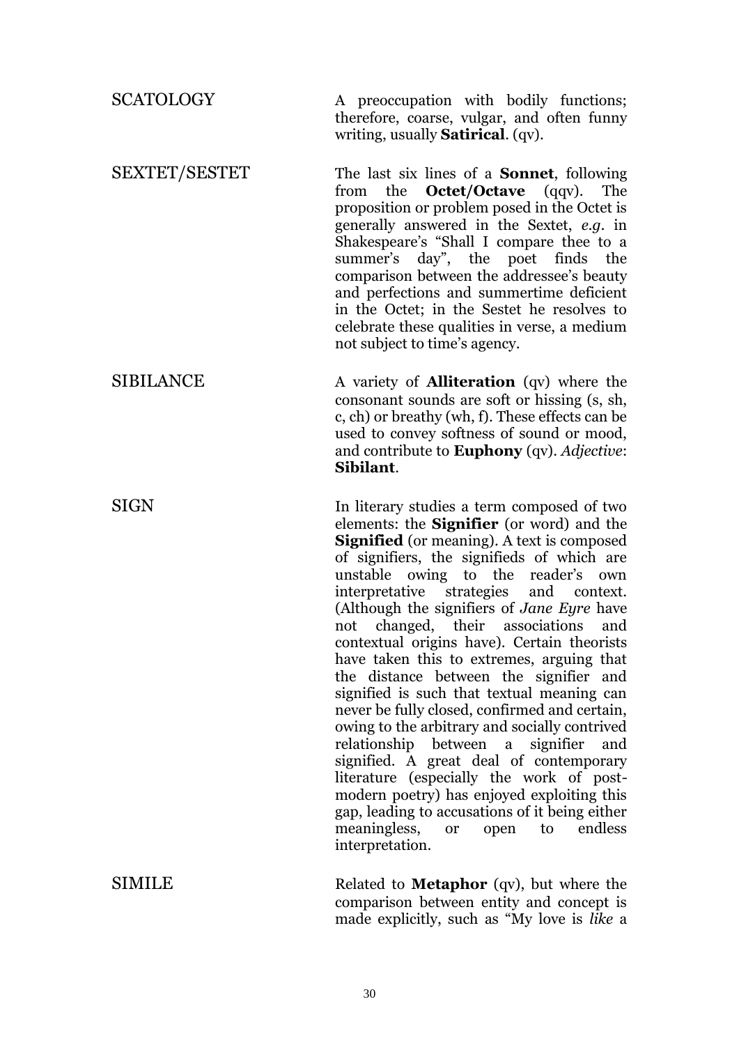**SCATOLOGY**

A preoccupation with bodily functions; therefore, coarse, vulgar, and often funny writing, usually **Satirical**. (qv).

**SEXTET/SESTET**

The last six lines of a **Sonnet**, following from the **Octet/Octave** (qqv). The proposition or problem posed in the Octet is generally answered in the Sextet, *e.g.* in Shakespeare's "Shall I compare thee to a summer's day", the poet finds the comparison between the addressee's beauty and perfections and summertime deficient in the Octet; in the Sestet he resolves to celebrate these qualities in verse, a medium not subject to time's agency.

**SIBILANCE**

A variety of **Alliteration** (qv) where the consonant sounds are soft or hissing (s, sh, c, ch) or breathy (wh, f). These effects can be used to convey softness of sound or mood, and contribute to **Euphony** (qv). *Adjective*: **Sibilant**.

**SIGN**

In literary studies a term composed of two elements: the **Signifier** (or word) and the **Signified** (or meaning). A text is composed of signifiers, the signifieds of which are unstable owing to the reader's own interpretative strategies and context. (Although the signifiers of *Jane Eyre* have not changed, their associations and contextual origins have). Certain theorists have taken this to extremes, arguing that the distance between the signifier and signified is such that textual meaning can never be fully closed, confirmed and certain, owing to the arbitrary and socially contrived relationship between a signifier and signified. A great deal of contemporary literature (especially the work of post-modern poetry) has enjoyed exploiting this gap, leading to accusations of it being either meaningless, or open to endless interpretation.

**SIMILE**

Related to **Metaphor** (qv), but where the comparison between entity and concept is made explicitly, such as "My love is *like* a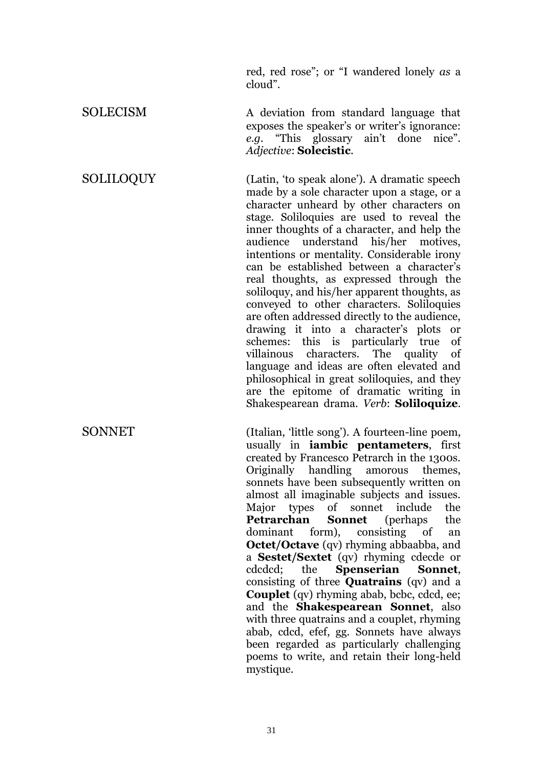red, red rose"; or "I wandered lonely *as* a cloud".

**SOLECISM**

A deviation from standard language that exposes the speaker's or writer's ignorance: *e.g*. "This glossary ain't done nice". *Adjective*: **Solecistic**.

**SOLILOQUY**

(Latin, 'to speak alone'). A dramatic speech made by a sole character upon a stage, or a character unheard by other characters on stage. Soliloquies are used to reveal the inner thoughts of a character, and help the audience understand his/her motives, intentions or mentality. Considerable irony can be established between a character's real thoughts, as expressed through the soliloquy, and his/her apparent thoughts, as conveyed to other characters. Soliloquies are often addressed directly to the audience, drawing it into a character's plots or schemes: this is particularly true of villainous characters. The quality of language and ideas are often elevated and philosophical in great soliloquies, and they are the epitome of dramatic writing in Shakespearean drama. *Verb*: **Soliloquize**.

**SONNET**

(Italian, 'little song'). A fourteen-line poem, usually in **iambic pentameters**, first created by Francesco Petrarch in the 1300s. Originally handling amorous themes, sonnets have been subsequently written on almost all imaginable subjects and issues. Major types of sonnet include the **Petrarchan Sonnet** (perhaps the dominant form), consisting of an **Octet/Octave** (qv) rhyming abbaabba, and a **Sestet/Sextet** (qv) rhyming cdecde or cdcdcd; the **Spenserian Sonnet**, consisting of three **Quatrains** (qv) and a **Couplet** (qv) rhyming abab, bcbc, cdcd, ee; and the **Shakespearean Sonnet**, also with three quatrains and a couplet, rhyming abab, cdcd, efef, gg. Sonnets have always been regarded as particularly challenging poems to write, and retain their long-held mystique.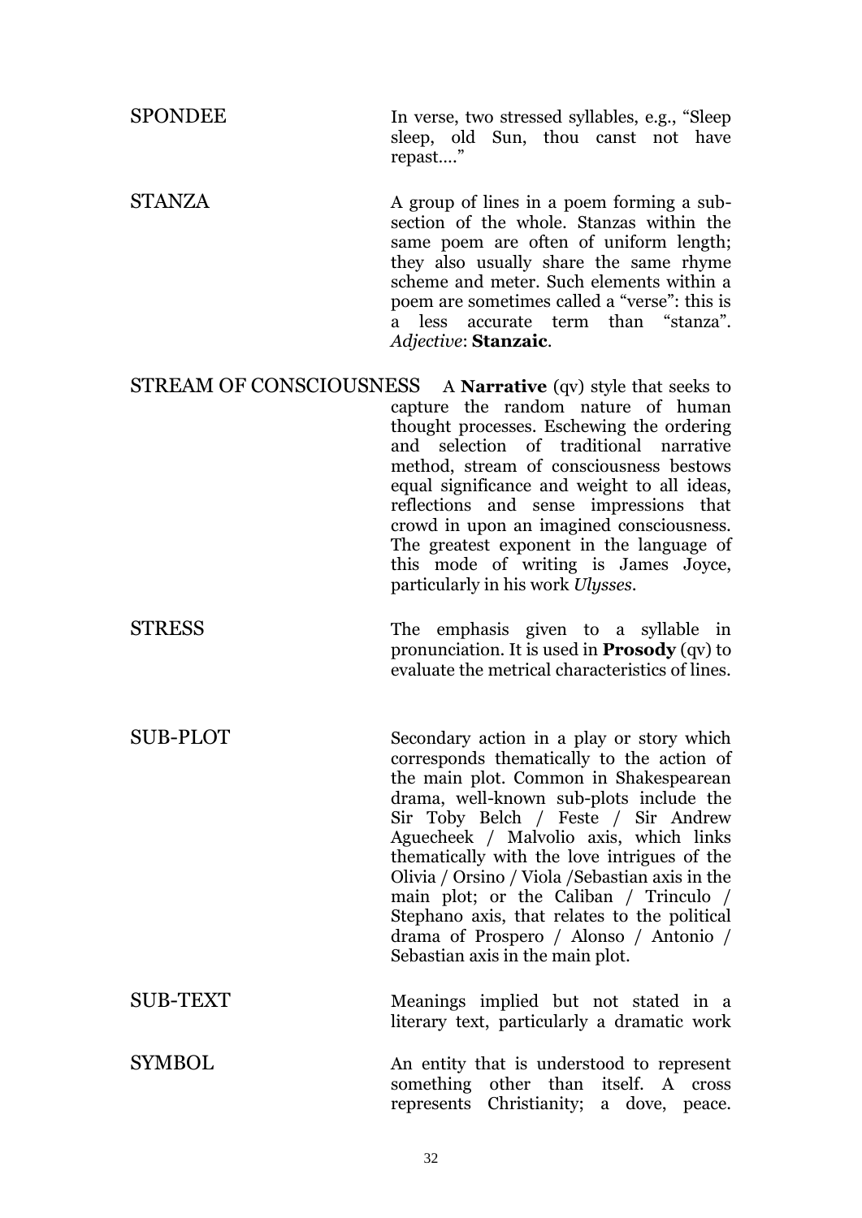**SPONDEE** — In verse, two stressed syllables, e.g., "Sleep sleep, old Sun, thou canst not have repast...."

**STANZA** — A group of lines in a poem forming a sub-section of the whole. Stanzas within the same poem are often of uniform length; they also usually share the same rhyme scheme and meter. Such elements within a poem are sometimes called a "verse": this is a less accurate term than "stanza". *Adjective*: **Stanzaic**.

**STREAM OF CONSCIOUSNESS** — A **Narrative** (qv) style that seeks to capture the random nature of human thought processes. Eschewing the ordering and selection of traditional narrative method, stream of consciousness bestows equal significance and weight to all ideas, reflections and sense impressions that crowd in upon an imagined consciousness. The greatest exponent in the language of this mode of writing is James Joyce, particularly in his work *Ulysses*.

**STRESS** — The emphasis given to a syllable in pronunciation. It is used in **Prosody** (qv) to evaluate the metrical characteristics of lines.

**SUB-PLOT** — Secondary action in a play or story which corresponds thematically to the action of the main plot. Common in Shakespearean drama, well-known sub-plots include the Sir Toby Belch / Feste / Sir Andrew Aguecheek / Malvolio axis, which links thematically with the love intrigues of the Olivia / Orsino / Viola /Sebastian axis in the main plot; or the Caliban / Trinculo / Stephano axis, that relates to the political drama of Prospero / Alonso / Antonio / Sebastian axis in the main plot.

**SUB-TEXT** — Meanings implied but not stated in a literary text, particularly a dramatic work

**SYMBOL** — An entity that is understood to represent something other than itself. A cross represents Christianity; a dove, peace.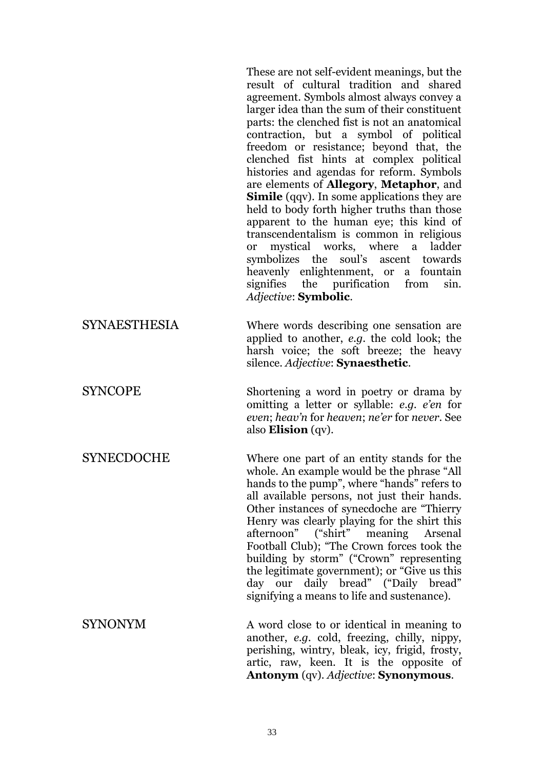These are not self-evident meanings, but the result of cultural tradition and shared agreement. Symbols almost always convey a larger idea than the sum of their constituent parts: the clenched fist is not an anatomical contraction, but a symbol of political freedom or resistance; beyond that, the clenched fist hints at complex political histories and agendas for reform. Symbols are elements of **Allegory**, **Metaphor**, and **Simile** (qqv). In some applications they are held to body forth higher truths than those apparent to the human eye; this kind of transcendentalism is common in religious or mystical works, where a ladder symbolizes the soul's ascent towards heavenly enlightenment, or a fountain signifies the purification from sin. *Adjective*: **Symbolic**.

SYNAESTHESIA

Where words describing one sensation are applied to another, *e.g*. the cold look; the harsh voice; the soft breeze; the heavy silence. *Adjective*: **Synaesthetic**.

SYNCOPE

Shortening a word in poetry or drama by omitting a letter or syllable: *e.g. e'en* for *even*; *heav'n* for *heaven*; *ne'er* for *never*. See also **Elision** (qv).

SYNECDOCHE

Where one part of an entity stands for the whole. An example would be the phrase "All hands to the pump", where "hands" refers to all available persons, not just their hands. Other instances of synecdoche are "Thierry Henry was clearly playing for the shirt this afternoon" ("shirt" meaning Arsenal Football Club); "The Crown forces took the building by storm" ("Crown" representing the legitimate government); or "Give us this day our daily bread" ("Daily bread" signifying a means to life and sustenance).

SYNONYM

A word close to or identical in meaning to another, *e.g*. cold, freezing, chilly, nippy, perishing, wintry, bleak, icy, frigid, frosty, artic, raw, keen. It is the opposite of **Antonym** (qv). *Adjective*: **Synonymous**.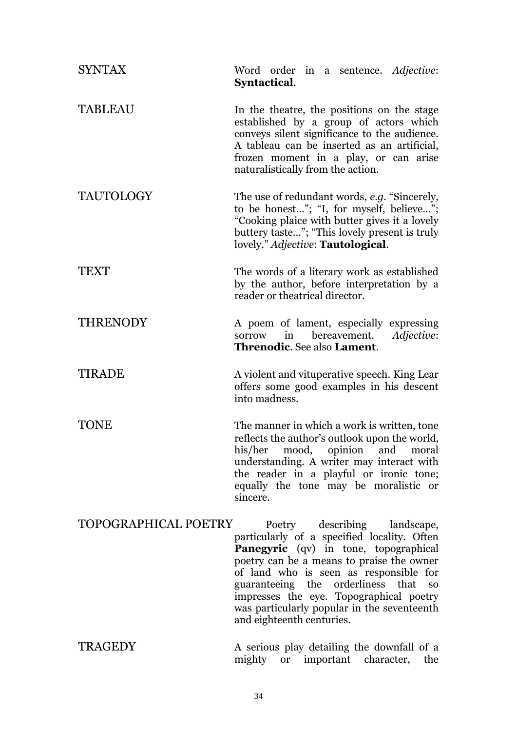**SYNTAX**
Word order in a sentence. *Adjective*: **Syntactical**.

**TABLEAU**
In the theatre, the positions on the stage established by a group of actors which conveys silent significance to the audience. A tableau can be inserted as an artificial, frozen moment in a play, or can arise naturalistically from the action.

**TAUTOLOGY**
The use of redundant words, *e.g*. "Sincerely, to be honest…"; "I, for myself, believe…"; "Cooking plaice with butter gives it a lovely buttery taste…"; "This lovely present is truly lovely." *Adjective*: **Tautological**.

**TEXT**
The words of a literary work as established by the author, before interpretation by a reader or theatrical director.

**THRENODY**
A poem of lament, especially expressing sorrow in bereavement. *Adjective*: **Threnodic**. See also **Lament**.

**TIRADE**
A violent and vituperative speech. King Lear offers some good examples in his descent into madness.

**TONE**
The manner in which a work is written, tone reflects the author's outlook upon the world, his/her mood, opinion and moral understanding. A writer may interact with the reader in a playful or ironic tone; equally the tone may be moralistic or sincere.

**TOPOGRAPHICAL POETRY**
Poetry describing landscape, particularly of a specified locality. Often **Panegyric** (qv) in tone, topographical poetry can be a means to praise the owner of land who is seen as responsible for guaranteeing the orderliness that so impresses the eye. Topographical poetry was particularly popular in the seventeenth and eighteenth centuries.

**TRAGEDY**
A serious play detailing the downfall of a mighty or important character, the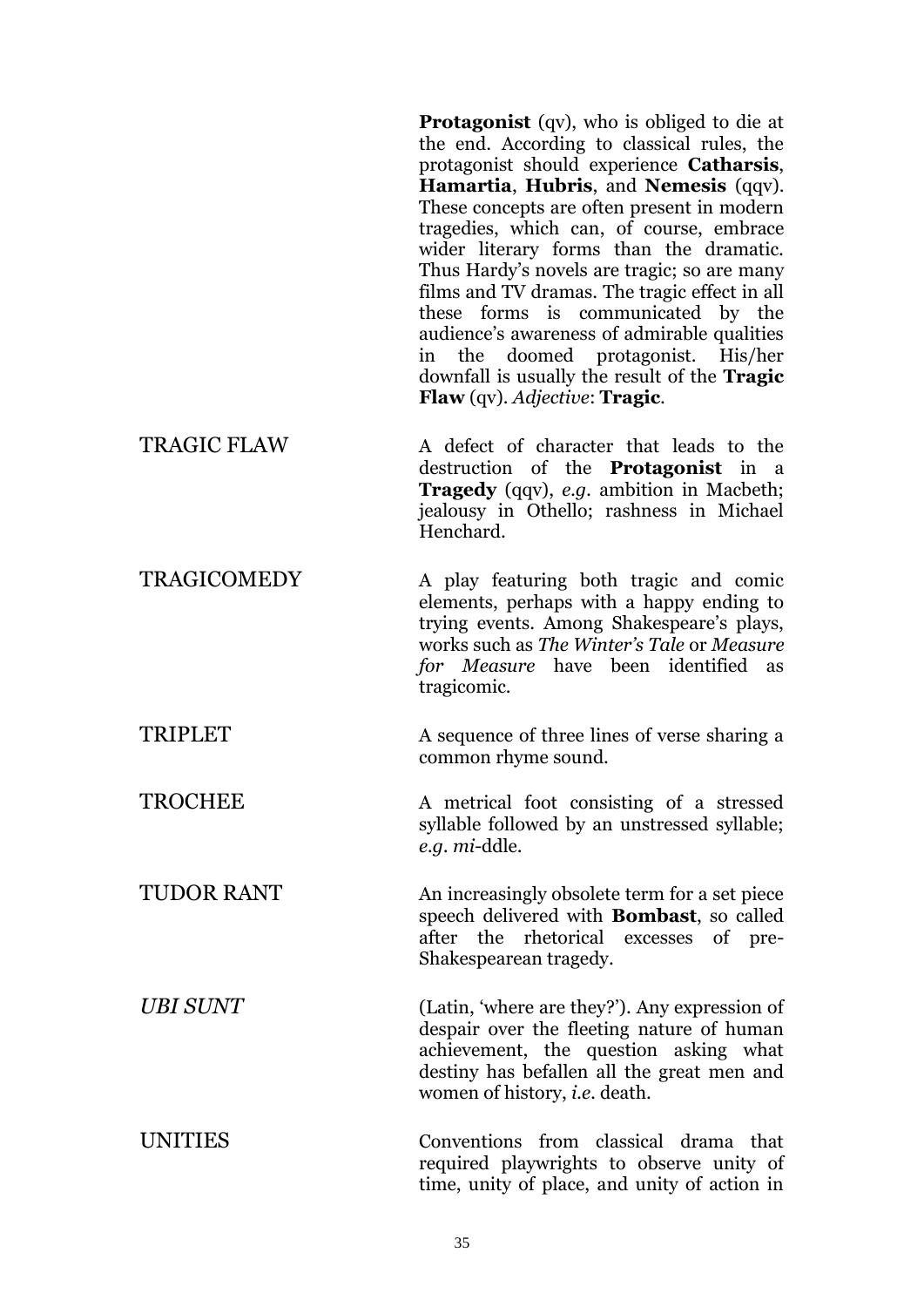**Protagonist** (qv), who is obliged to die at the end. According to classical rules, the protagonist should experience **Catharsis**, **Hamartia**, **Hubris**, and **Nemesis** (qqv). These concepts are often present in modern tragedies, which can, of course, embrace wider literary forms than the dramatic. Thus Hardy's novels are tragic; so are many films and TV dramas. The tragic effect in all these forms is communicated by the audience's awareness of admirable qualities in the doomed protagonist. His/her downfall is usually the result of the **Tragic Flaw** (qv). *Adjective*: **Tragic**.

**TRAGIC FLAW** — A defect of character that leads to the destruction of the **Protagonist** in a **Tragedy** (qqv), *e.g.* ambition in Macbeth; jealousy in Othello; rashness in Michael Henchard.

**TRAGICOMEDY** — A play featuring both tragic and comic elements, perhaps with a happy ending to trying events. Among Shakespeare's plays, works such as *The Winter's Tale* or *Measure for Measure* have been identified as tragicomic.

**TRIPLET** — A sequence of three lines of verse sharing a common rhyme sound.

**TROCHEE** — A metrical foot consisting of a stressed syllable followed by an unstressed syllable; *e.g. mi*-ddle.

**TUDOR RANT** — An increasingly obsolete term for a set piece speech delivered with **Bombast**, so called after the rhetorical excesses of pre-Shakespearean tragedy.

***UBI SUNT*** — (Latin, 'where are they?'). Any expression of despair over the fleeting nature of human achievement, the question asking what destiny has befallen all the great men and women of history, *i.e.* death.

**UNITIES** — Conventions from classical drama that required playwrights to observe unity of time, unity of place, and unity of action in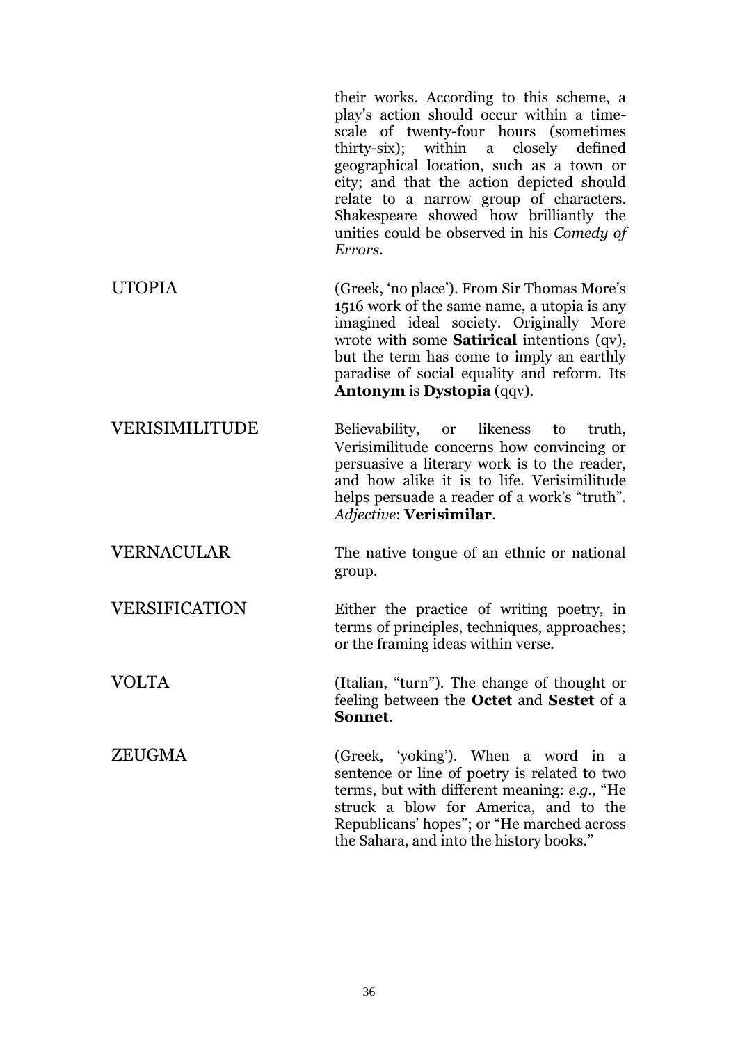their works. According to this scheme, a play's action should occur within a time-scale of twenty-four hours (sometimes thirty-six); within a closely defined geographical location, such as a town or city; and that the action depicted should relate to a narrow group of characters. Shakespeare showed how brilliantly the unities could be observed in his *Comedy of Errors*.

UTOPIA

(Greek, 'no place'). From Sir Thomas More's 1516 work of the same name, a utopia is any imagined ideal society. Originally More wrote with some **Satirical** intentions (qv), but the term has come to imply an earthly paradise of social equality and reform. Its **Antonym** is **Dystopia** (qqv).

VERISIMILITUDE

Believability, or likeness to truth, Verisimilitude concerns how convincing or persuasive a literary work is to the reader, and how alike it is to life. Verisimilitude helps persuade a reader of a work's "truth". *Adjective*: **Verisimilar**.

VERNACULAR

The native tongue of an ethnic or national group.

VERSIFICATION

Either the practice of writing poetry, in terms of principles, techniques, approaches; or the framing ideas within verse.

VOLTA

(Italian, "turn"). The change of thought or feeling between the **Octet** and **Sestet** of a **Sonnet**.

ZEUGMA

(Greek, 'yoking'). When a word in a sentence or line of poetry is related to two terms, but with different meaning: *e.g.,* "He struck a blow for America, and to the Republicans' hopes"; or "He marched across the Sahara, and into the history books."